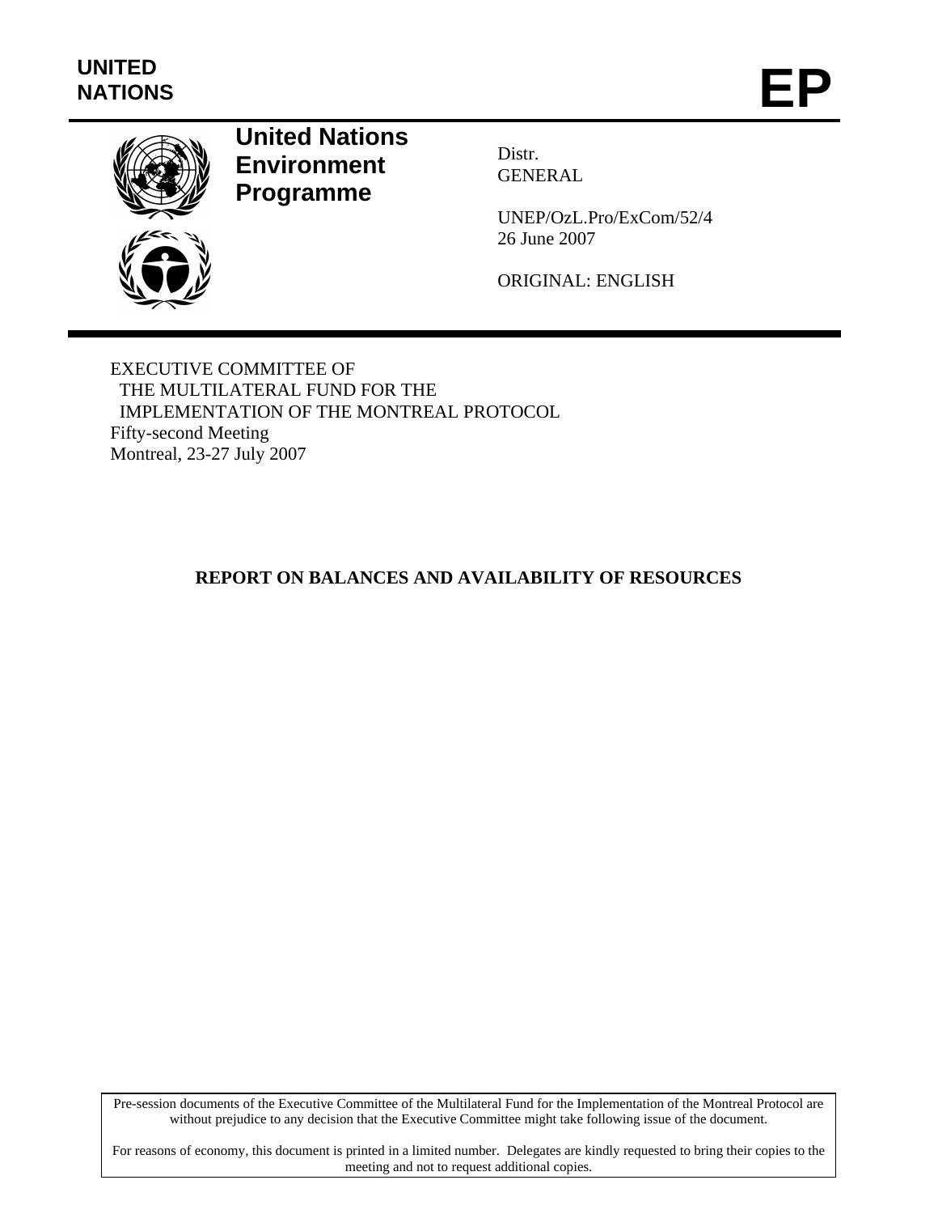**UNITED NATIONS**

# EP

**United Nations Environment Programme**

Distr.
GENERAL

UNEP/OzL.Pro/ExCom/52/4
26 June 2007

ORIGINAL: ENGLISH

EXECUTIVE COMMITTEE OF
THE MULTILATERAL FUND FOR THE
IMPLEMENTATION OF THE MONTREAL PROTOCOL
Fifty-second Meeting
Montreal, 23-27 July 2007

## REPORT ON BALANCES AND AVAILABILITY OF RESOURCES

Pre-session documents of the Executive Committee of the Multilateral Fund for the Implementation of the Montreal Protocol are without prejudice to any decision that the Executive Committee might take following issue of the document.

For reasons of economy, this document is printed in a limited number. Delegates are kindly requested to bring their copies to the meeting and not to request additional copies.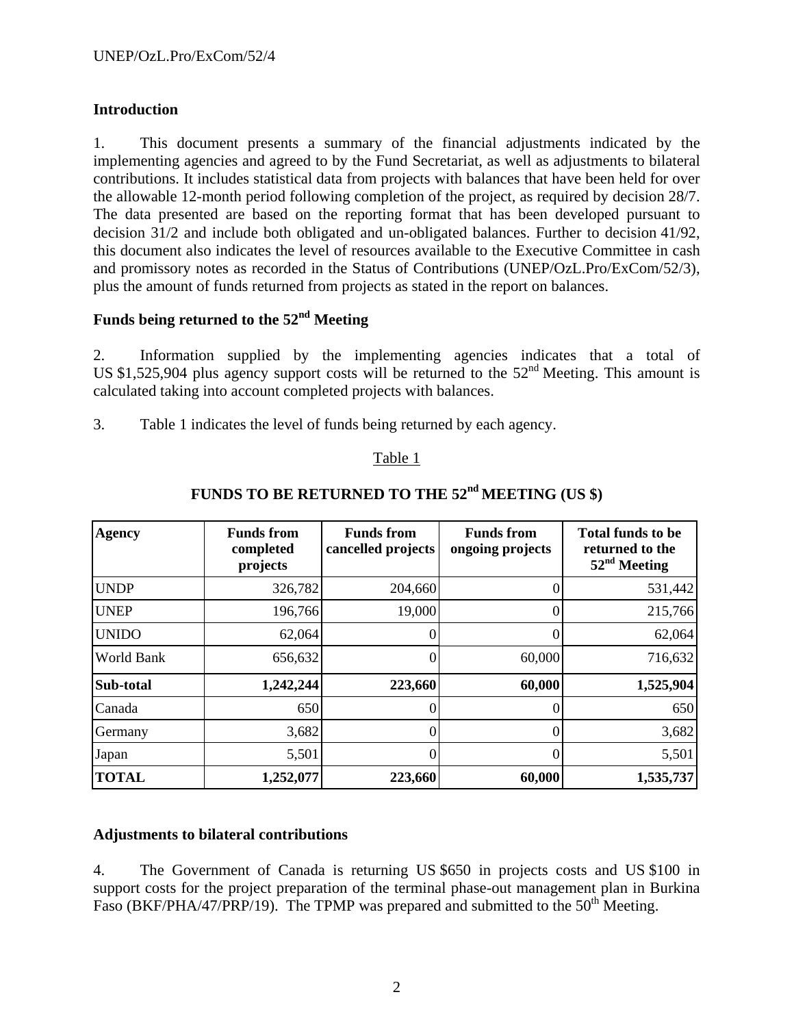## Introduction

1. This document presents a summary of the financial adjustments indicated by the implementing agencies and agreed to by the Fund Secretariat, as well as adjustments to bilateral contributions. It includes statistical data from projects with balances that have been held for over the allowable 12-month period following completion of the project, as required by decision 28/7. The data presented are based on the reporting format that has been developed pursuant to decision 31/2 and include both obligated and un-obligated balances. Further to decision 41/92, this document also indicates the level of resources available to the Executive Committee in cash and promissory notes as recorded in the Status of Contributions (UNEP/OzL.Pro/ExCom/52/3), plus the amount of funds returned from projects as stated in the report on balances.

## Funds being returned to the 52nd Meeting

2. Information supplied by the implementing agencies indicates that a total of US $1,525,904 plus agency support costs will be returned to the 52nd Meeting. This amount is calculated taking into account completed projects with balances.

3. Table 1 indicates the level of funds being returned by each agency.

Table 1

**FUNDS TO BE RETURNED TO THE 52nd MEETING (US $)**

| Agency | Funds from completed projects | Funds from cancelled projects | Funds from ongoing projects | Total funds to be returned to the 52nd Meeting |
|---|---|---|---|---|
| UNDP | 326,782 | 204,660 | 0 | 531,442 |
| UNEP | 196,766 | 19,000 | 0 | 215,766 |
| UNIDO | 62,064 | 0 | 0 | 62,064 |
| World Bank | 656,632 | 0 | 60,000 | 716,632 |
| **Sub-total** | **1,242,244** | **223,660** | **60,000** | **1,525,904** |
| Canada | 650 | 0 | 0 | 650 |
| Germany | 3,682 | 0 | 0 | 3,682 |
| Japan | 5,501 | 0 | 0 | 5,501 |
| **TOTAL** | **1,252,077** | **223,660** | **60,000** | **1,535,737** |

## Adjustments to bilateral contributions

4. The Government of Canada is returning US $650 in projects costs and US $100 in support costs for the project preparation of the terminal phase-out management plan in Burkina Faso (BKF/PHA/47/PRP/19). The TPMP was prepared and submitted to the 50th Meeting.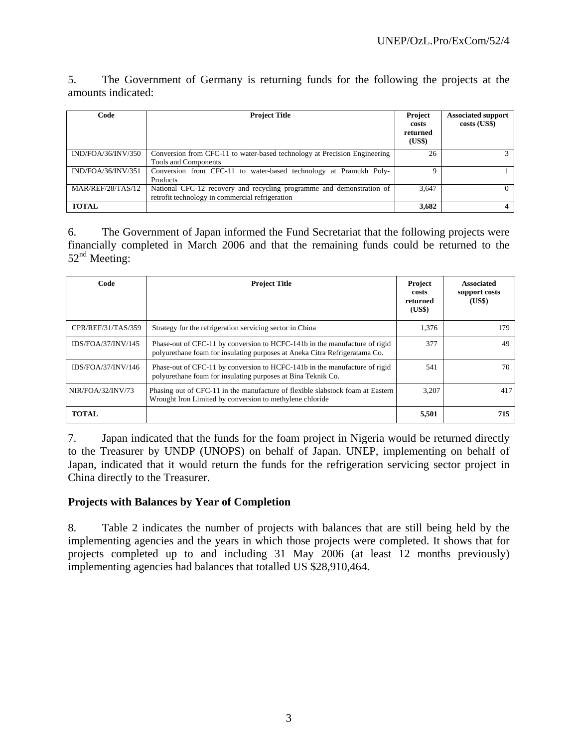5. The Government of Germany is returning funds for the following the projects at the amounts indicated:

| Code | Project Title | Project costs returned (US$) | Associated support costs (US$) |
|---|---|---|---|
| IND/FOA/36/INV/350 | Conversion from CFC-11 to water-based technology at Precision Engineering Tools and Components | 26 | 3 |
| IND/FOA/36/INV/351 | Conversion from CFC-11 to water-based technology at Pramukh Poly-Products | 9 | 1 |
| MAR/REF/28/TAS/12 | National CFC-12 recovery and recycling programme and demonstration of retrofit technology in commercial refrigeration | 3,647 | 0 |
| **TOTAL** | | **3,682** | **4** |

6. The Government of Japan informed the Fund Secretariat that the following projects were financially completed in March 2006 and that the remaining funds could be returned to the 52nd Meeting:

| Code | Project Title | Project costs returned (US$) | Associated support costs (US$) |
|---|---|---|---|
| CPR/REF/31/TAS/359 | Strategy for the refrigeration servicing sector in China | 1,376 | 179 |
| IDS/FOA/37/INV/145 | Phase-out of CFC-11 by conversion to HCFC-141b in the manufacture of rigid polyurethane foam for insulating purposes at Aneka Citra Refrigeratama Co. | 377 | 49 |
| IDS/FOA/37/INV/146 | Phase-out of CFC-11 by conversion to HCFC-141b in the manufacture of rigid polyurethane foam for insulating purposes at Bina Teknik Co. | 541 | 70 |
| NIR/FOA/32/INV/73 | Phasing out of CFC-11 in the manufacture of flexible slabstock foam at Eastern Wrought Iron Limited by conversion to methylene chloride | 3,207 | 417 |
| **TOTAL** | | **5,501** | **715** |

7. Japan indicated that the funds for the foam project in Nigeria would be returned directly to the Treasurer by UNDP (UNOPS) on behalf of Japan. UNEP, implementing on behalf of Japan, indicated that it would return the funds for the refrigeration servicing sector project in China directly to the Treasurer.

**Projects with Balances by Year of Completion**

8. Table 2 indicates the number of projects with balances that are still being held by the implementing agencies and the years in which those projects were completed. It shows that for projects completed up to and including 31 May 2006 (at least 12 months previously) implementing agencies had balances that totalled US $28,910,464.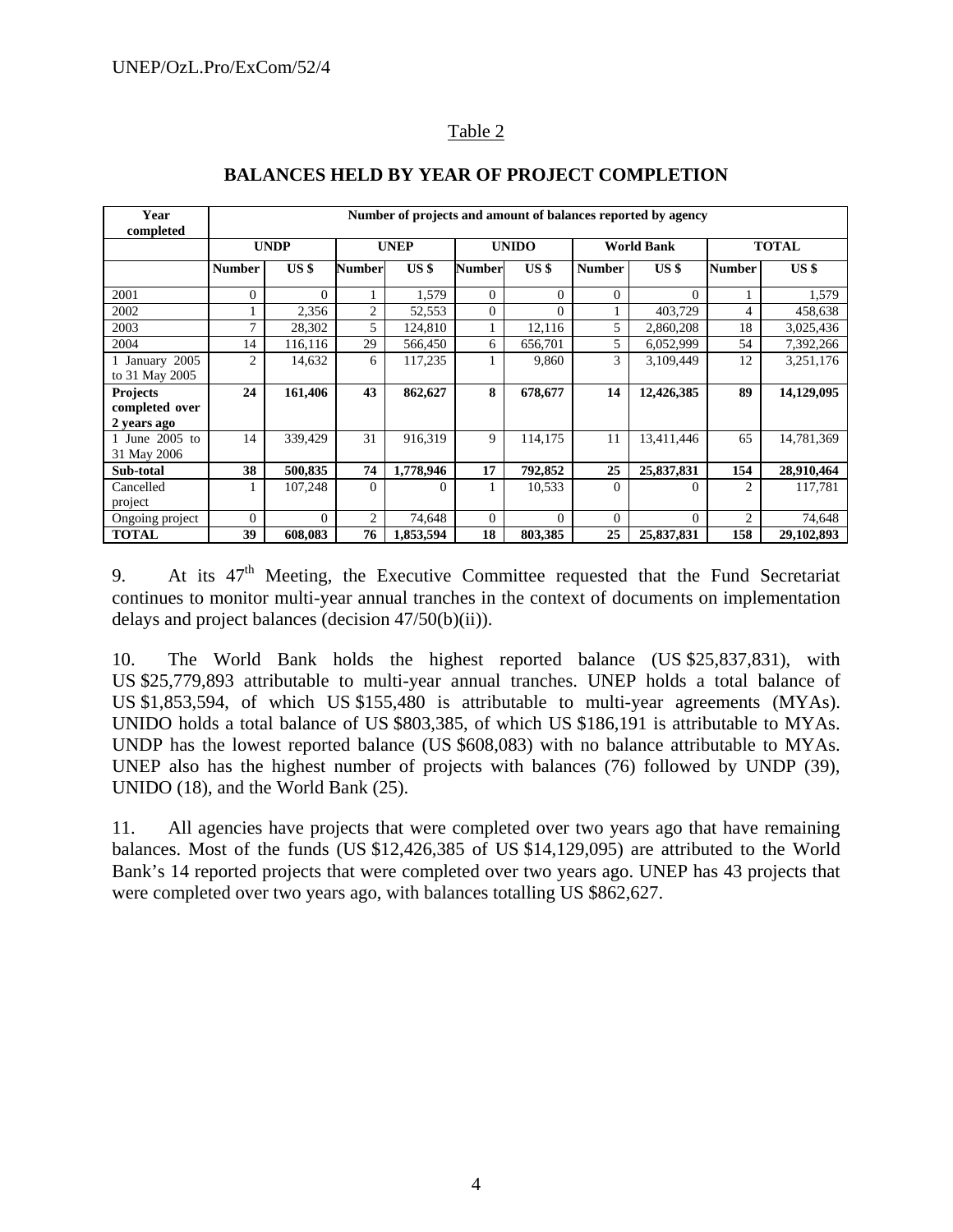Table 2

**BALANCES HELD BY YEAR OF PROJECT COMPLETION**

| Year completed | Number of projects and amount of balances reported by agency | | | | | | | | | |
|---|---|---|---|---|---|---|---|---|---|---|
| | UNDP | | UNEP | | UNIDO | | World Bank | | TOTAL | |
| | Number | US $ | Number | US $ | Number | US $ | Number | US $ | Number | US $ |
| 2001 | 0 | 0 | 1 | 1,579 | 0 | 0 | 0 | 0 | 1 | 1,579 |
| 2002 | 1 | 2,356 | 2 | 52,553 | 0 | 0 | 1 | 403,729 | 4 | 458,638 |
| 2003 | 7 | 28,302 | 5 | 124,810 | 1 | 12,116 | 5 | 2,860,208 | 18 | 3,025,436 |
| 2004 | 14 | 116,116 | 29 | 566,450 | 6 | 656,701 | 5 | 6,052,999 | 54 | 7,392,266 |
| 1 January 2005 to 31 May 2005 | 2 | 14,632 | 6 | 117,235 | 1 | 9,860 | 3 | 3,109,449 | 12 | 3,251,176 |
| **Projects completed over 2 years ago** | **24** | **161,406** | **43** | **862,627** | **8** | **678,677** | **14** | **12,426,385** | **89** | **14,129,095** |
| 1 June 2005 to 31 May 2006 | 14 | 339,429 | 31 | 916,319 | 9 | 114,175 | 11 | 13,411,446 | 65 | 14,781,369 |
| **Sub-total** | **38** | **500,835** | **74** | **1,778,946** | **17** | **792,852** | **25** | **25,837,831** | **154** | **28,910,464** |
| Cancelled project | 1 | 107,248 | 0 | 0 | 1 | 10,533 | 0 | 0 | 2 | 117,781 |
| Ongoing project | 0 | 0 | 2 | 74,648 | 0 | 0 | 0 | 0 | 2 | 74,648 |
| **TOTAL** | **39** | **608,083** | **76** | **1,853,594** | **18** | **803,385** | **25** | **25,837,831** | **158** | **29,102,893** |

9. At its 47th Meeting, the Executive Committee requested that the Fund Secretariat continues to monitor multi-year annual tranches in the context of documents on implementation delays and project balances (decision 47/50(b)(ii)).

10. The World Bank holds the highest reported balance (US $25,837,831), with US $25,779,893 attributable to multi-year annual tranches. UNEP holds a total balance of US $1,853,594, of which US $155,480 is attributable to multi-year agreements (MYAs). UNIDO holds a total balance of US $803,385, of which US $186,191 is attributable to MYAs. UNDP has the lowest reported balance (US $608,083) with no balance attributable to MYAs. UNEP also has the highest number of projects with balances (76) followed by UNDP (39), UNIDO (18), and the World Bank (25).

11. All agencies have projects that were completed over two years ago that have remaining balances. Most of the funds (US $12,426,385 of US $14,129,095) are attributed to the World Bank's 14 reported projects that were completed over two years ago. UNEP has 43 projects that were completed over two years ago, with balances totalling US $862,627.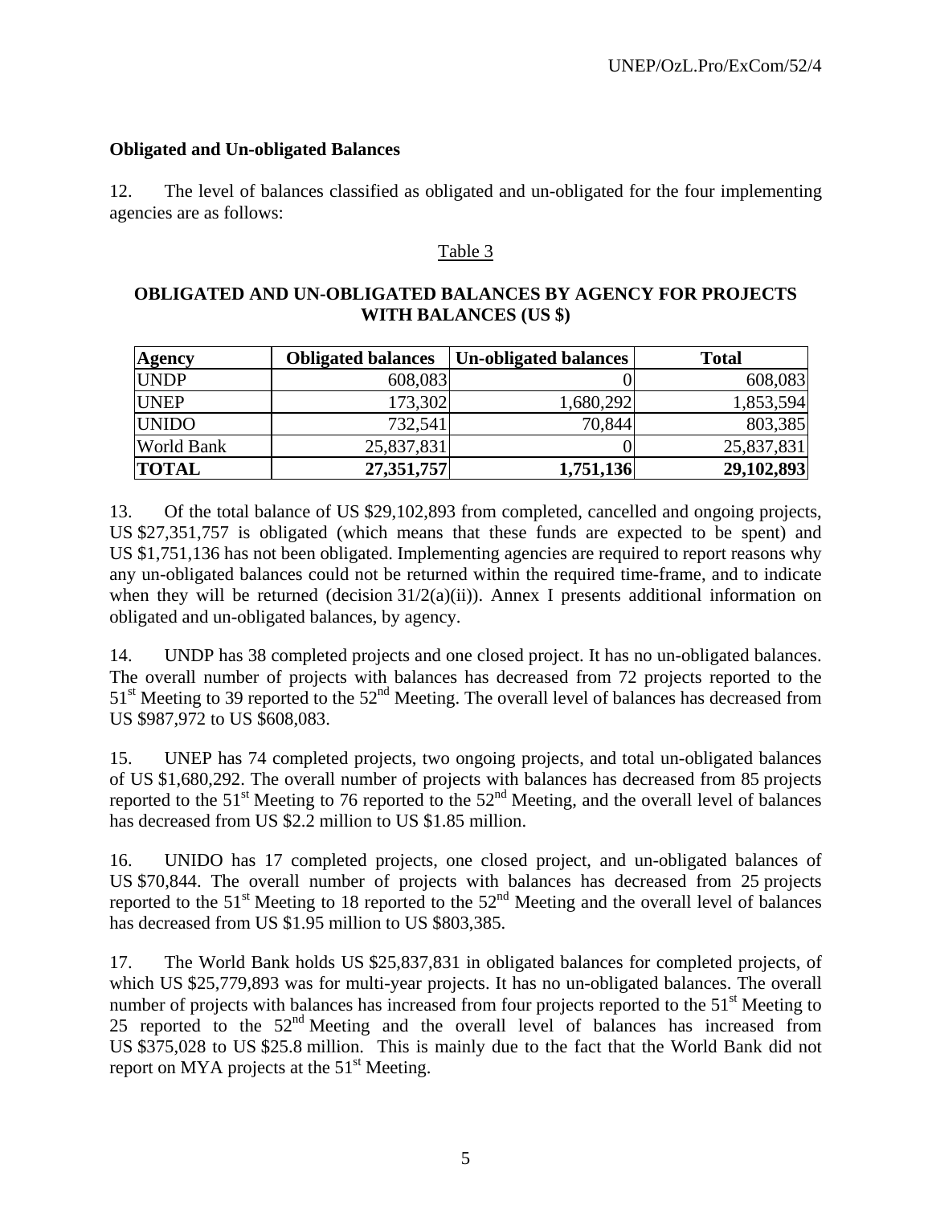**Obligated and Un-obligated Balances**

12. The level of balances classified as obligated and un-obligated for the four implementing agencies are as follows:

Table 3

**OBLIGATED AND UN-OBLIGATED BALANCES BY AGENCY FOR PROJECTS WITH BALANCES (US $)**

| Agency | Obligated balances | Un-obligated balances | Total |
|---|---|---|---|
| UNDP | 608,083 | 0 | 608,083 |
| UNEP | 173,302 | 1,680,292 | 1,853,594 |
| UNIDO | 732,541 | 70,844 | 803,385 |
| World Bank | 25,837,831 | 0 | 25,837,831 |
| **TOTAL** | **27,351,757** | **1,751,136** | **29,102,893** |

13. Of the total balance of US $29,102,893 from completed, cancelled and ongoing projects, US $27,351,757 is obligated (which means that these funds are expected to be spent) and US $1,751,136 has not been obligated. Implementing agencies are required to report reasons why any un-obligated balances could not be returned within the required time-frame, and to indicate when they will be returned (decision 31/2(a)(ii)). Annex I presents additional information on obligated and un-obligated balances, by agency.

14. UNDP has 38 completed projects and one closed project. It has no un-obligated balances. The overall number of projects with balances has decreased from 72 projects reported to the 51st Meeting to 39 reported to the 52nd Meeting. The overall level of balances has decreased from US $987,972 to US $608,083.

15. UNEP has 74 completed projects, two ongoing projects, and total un-obligated balances of US $1,680,292. The overall number of projects with balances has decreased from 85 projects reported to the 51st Meeting to 76 reported to the 52nd Meeting, and the overall level of balances has decreased from US $2.2 million to US $1.85 million.

16. UNIDO has 17 completed projects, one closed project, and un-obligated balances of US $70,844. The overall number of projects with balances has decreased from 25 projects reported to the 51st Meeting to 18 reported to the 52nd Meeting and the overall level of balances has decreased from US $1.95 million to US $803,385.

17. The World Bank holds US $25,837,831 in obligated balances for completed projects, of which US $25,779,893 was for multi-year projects. It has no un-obligated balances. The overall number of projects with balances has increased from four projects reported to the 51st Meeting to 25 reported to the 52nd Meeting and the overall level of balances has increased from US $375,028 to US $25.8 million. This is mainly due to the fact that the World Bank did not report on MYA projects at the 51st Meeting.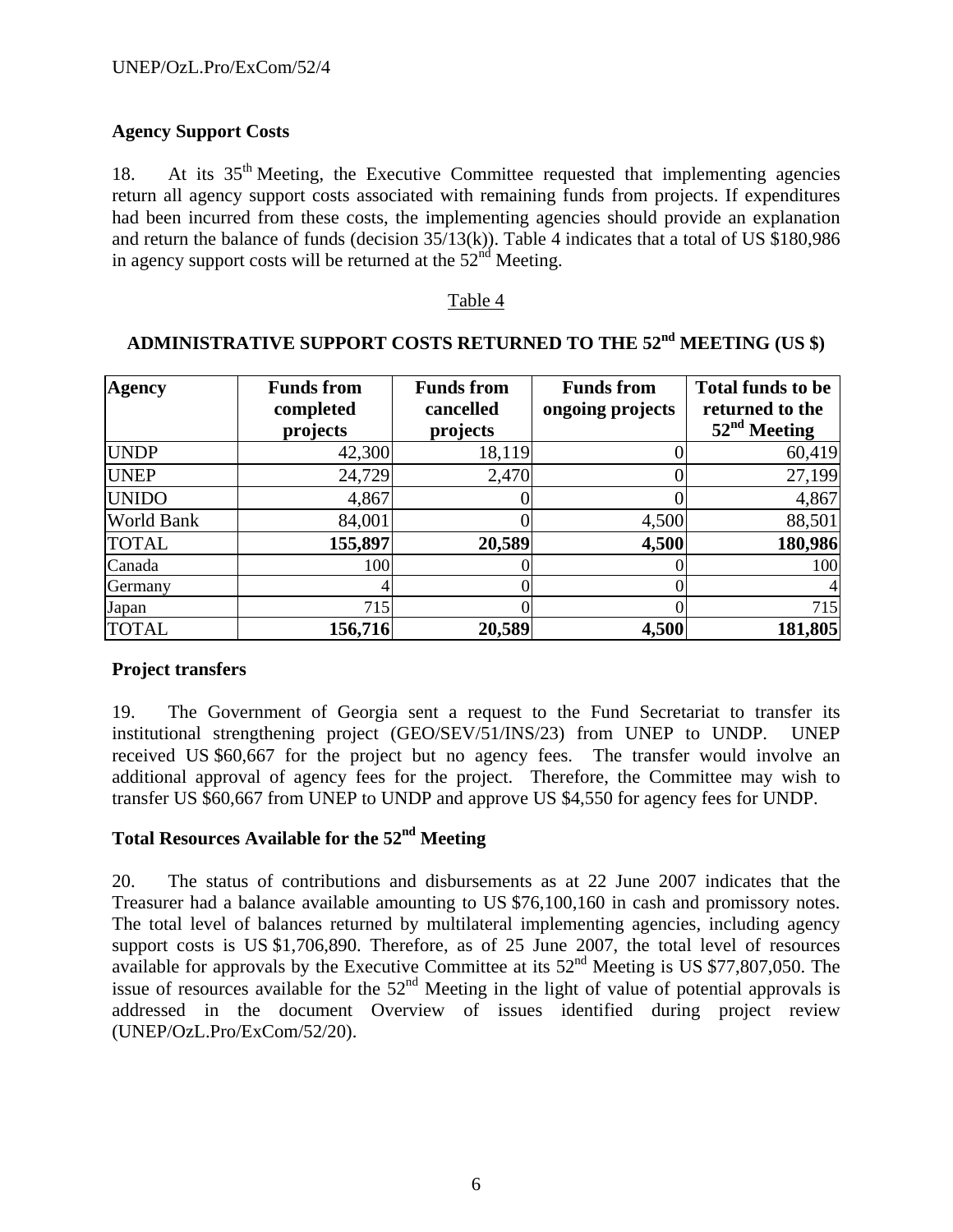## Agency Support Costs

18. At its 35[th] Meeting, the Executive Committee requested that implementing agencies return all agency support costs associated with remaining funds from projects. If expenditures had been incurred from these costs, the implementing agencies should provide an explanation and return the balance of funds (decision 35/13(k)). Table 4 indicates that a total of US $180,986 in agency support costs will be returned at the 52[nd] Meeting.

Table 4

**ADMINISTRATIVE SUPPORT COSTS RETURNED TO THE 52[nd] MEETING (US $)**

| Agency | Funds from completed projects | Funds from cancelled projects | Funds from ongoing projects | Total funds to be returned to the 52[nd] Meeting |
|---|---|---|---|---|
| UNDP | 42,300 | 18,119 | 0 | 60,419 |
| UNEP | 24,729 | 2,470 | 0 | 27,199 |
| UNIDO | 4,867 | 0 | 0 | 4,867 |
| World Bank | 84,001 | 0 | 4,500 | 88,501 |
| TOTAL | **155,897** | **20,589** | **4,500** | **180,986** |
| Canada | 100 | 0 | 0 | 100 |
| Germany | 4 | 0 | 0 | 4 |
| Japan | 715 | 0 | 0 | 715 |
| TOTAL | **156,716** | **20,589** | **4,500** | **181,805** |

## Project transfers

19. The Government of Georgia sent a request to the Fund Secretariat to transfer its institutional strengthening project (GEO/SEV/51/INS/23) from UNEP to UNDP. UNEP received US $60,667 for the project but no agency fees. The transfer would involve an additional approval of agency fees for the project. Therefore, the Committee may wish to transfer US $60,667 from UNEP to UNDP and approve US $4,550 for agency fees for UNDP.

## Total Resources Available for the 52[nd] Meeting

20. The status of contributions and disbursements as at 22 June 2007 indicates that the Treasurer had a balance available amounting to US $76,100,160 in cash and promissory notes. The total level of balances returned by multilateral implementing agencies, including agency support costs is US $1,706,890. Therefore, as of 25 June 2007, the total level of resources available for approvals by the Executive Committee at its 52[nd] Meeting is US $77,807,050. The issue of resources available for the 52[nd] Meeting in the light of value of potential approvals is addressed in the document Overview of issues identified during project review (UNEP/OzL.Pro/ExCom/52/20).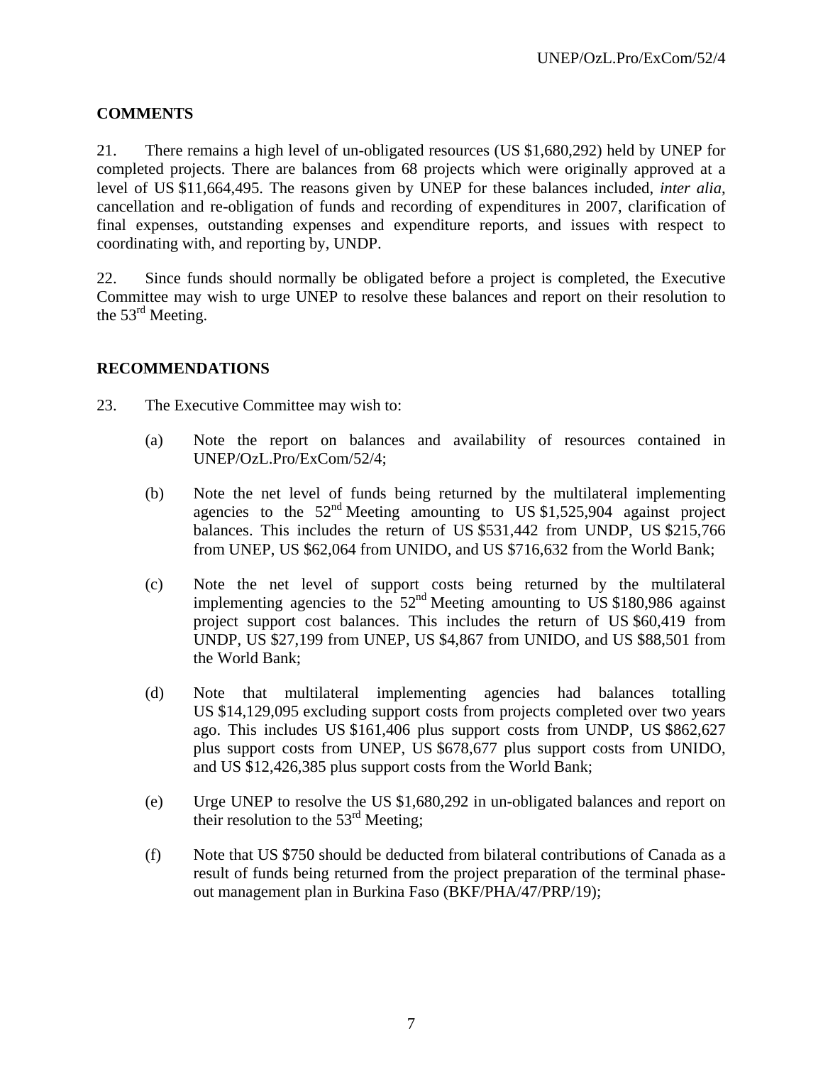## COMMENTS

21. There remains a high level of un-obligated resources (US $1,680,292) held by UNEP for completed projects. There are balances from 68 projects which were originally approved at a level of US $11,664,495. The reasons given by UNEP for these balances included, *inter alia*, cancellation and re-obligation of funds and recording of expenditures in 2007, clarification of final expenses, outstanding expenses and expenditure reports, and issues with respect to coordinating with, and reporting by, UNDP.

22. Since funds should normally be obligated before a project is completed, the Executive Committee may wish to urge UNEP to resolve these balances and report on their resolution to the 53rd Meeting.

## RECOMMENDATIONS

23. The Executive Committee may wish to:

(a) Note the report on balances and availability of resources contained in UNEP/OzL.Pro/ExCom/52/4;

(b) Note the net level of funds being returned by the multilateral implementing agencies to the 52nd Meeting amounting to US $1,525,904 against project balances. This includes the return of US $531,442 from UNDP, US $215,766 from UNEP, US $62,064 from UNIDO, and US $716,632 from the World Bank;

(c) Note the net level of support costs being returned by the multilateral implementing agencies to the 52nd Meeting amounting to US $180,986 against project support cost balances. This includes the return of US $60,419 from UNDP, US $27,199 from UNEP, US $4,867 from UNIDO, and US $88,501 from the World Bank;

(d) Note that multilateral implementing agencies had balances totalling US $14,129,095 excluding support costs from projects completed over two years ago. This includes US $161,406 plus support costs from UNDP, US $862,627 plus support costs from UNEP, US $678,677 plus support costs from UNIDO, and US $12,426,385 plus support costs from the World Bank;

(e) Urge UNEP to resolve the US $1,680,292 in un-obligated balances and report on their resolution to the 53rd Meeting;

(f) Note that US $750 should be deducted from bilateral contributions of Canada as a result of funds being returned from the project preparation of the terminal phase-out management plan in Burkina Faso (BKF/PHA/47/PRP/19);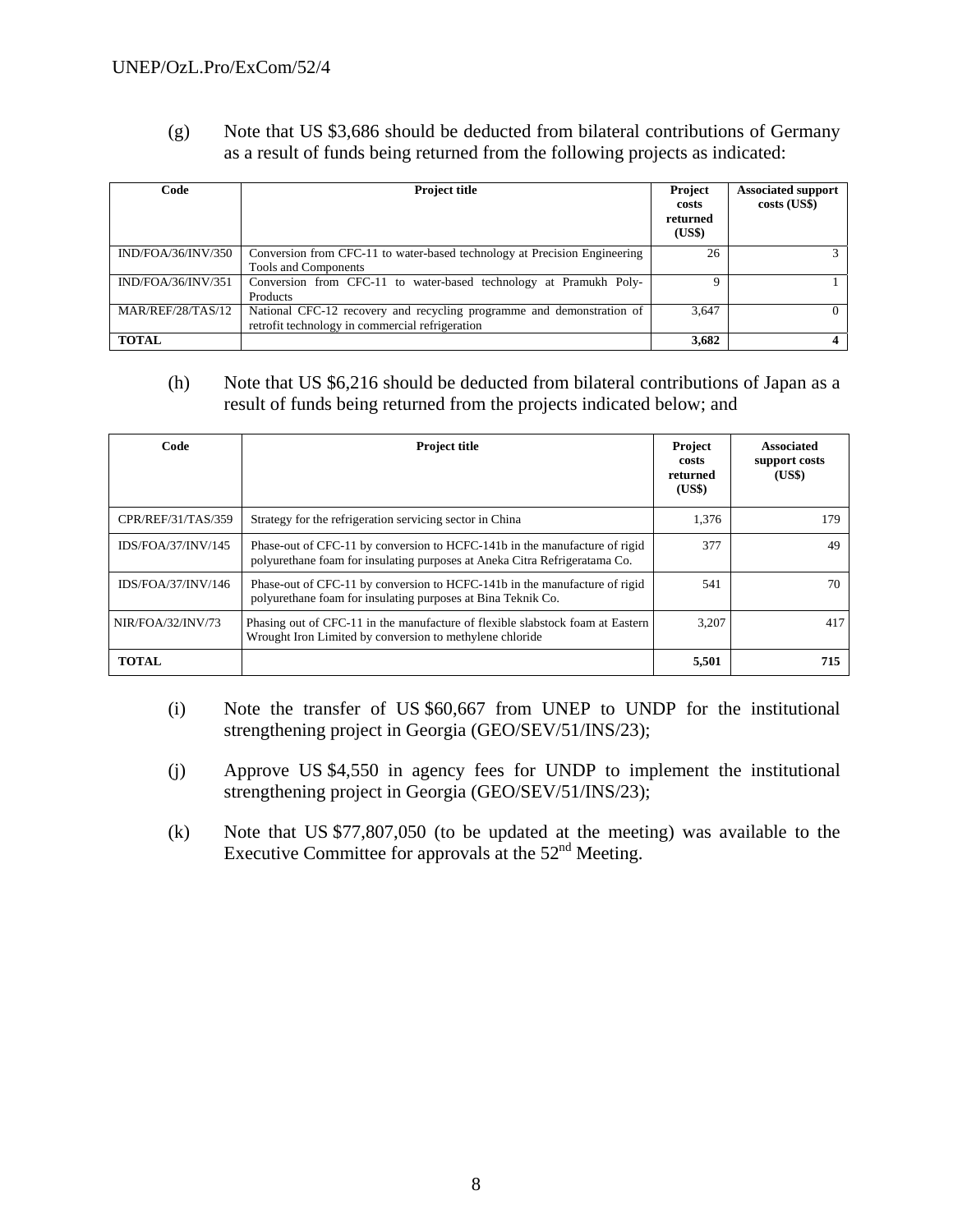(g) Note that US $3,686 should be deducted from bilateral contributions of Germany as a result of funds being returned from the following projects as indicated:

| Code | Project title | Project costs returned (US$) | Associated support costs (US$) |
|---|---|---|---|
| IND/FOA/36/INV/350 | Conversion from CFC-11 to water-based technology at Precision Engineering Tools and Components | 26 | 3 |
| IND/FOA/36/INV/351 | Conversion from CFC-11 to water-based technology at Pramukh Poly-Products | 9 | 1 |
| MAR/REF/28/TAS/12 | National CFC-12 recovery and recycling programme and demonstration of retrofit technology in commercial refrigeration | 3,647 | 0 |
| **TOTAL** | | **3,682** | **4** |

(h) Note that US $6,216 should be deducted from bilateral contributions of Japan as a result of funds being returned from the projects indicated below; and

| Code | Project title | Project costs returned (US$) | Associated support costs (US$) |
|---|---|---|---|
| CPR/REF/31/TAS/359 | Strategy for the refrigeration servicing sector in China | 1,376 | 179 |
| IDS/FOA/37/INV/145 | Phase-out of CFC-11 by conversion to HCFC-141b in the manufacture of rigid polyurethane foam for insulating purposes at Aneka Citra Refrigeratama Co. | 377 | 49 |
| IDS/FOA/37/INV/146 | Phase-out of CFC-11 by conversion to HCFC-141b in the manufacture of rigid polyurethane foam for insulating purposes at Bina Teknik Co. | 541 | 70 |
| NIR/FOA/32/INV/73 | Phasing out of CFC-11 in the manufacture of flexible slabstock foam at Eastern Wrought Iron Limited by conversion to methylene chloride | 3,207 | 417 |
| **TOTAL** | | **5,501** | **715** |

(i) Note the transfer of US $60,667 from UNEP to UNDP for the institutional strengthening project in Georgia (GEO/SEV/51/INS/23);

(j) Approve US $4,550 in agency fees for UNDP to implement the institutional strengthening project in Georgia (GEO/SEV/51/INS/23);

(k) Note that US $77,807,050 (to be updated at the meeting) was available to the Executive Committee for approvals at the 52nd Meeting.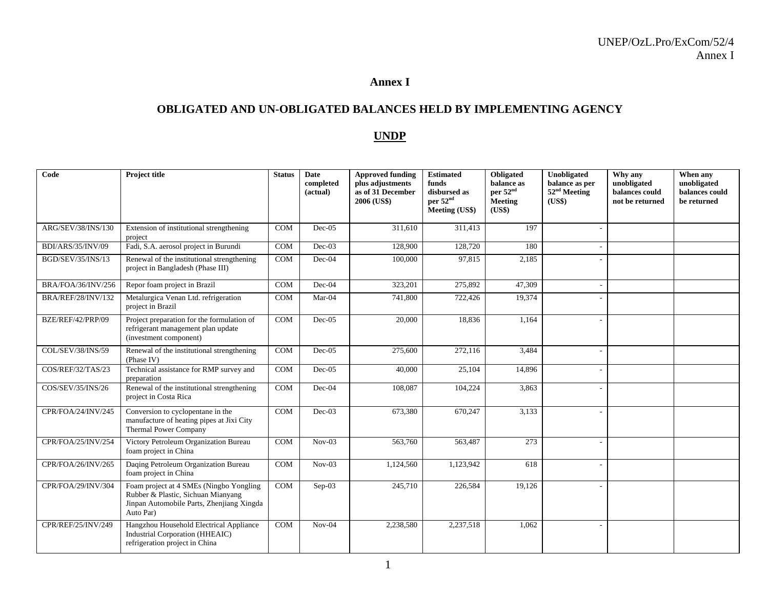## Annex I

## OBLIGATED AND UN-OBLIGATED BALANCES HELD BY IMPLEMENTING AGENCY

## UNDP

| Code | Project title | Status | Date completed (actual) | Approved funding plus adjustments as of 31 December 2006 (US$) | Estimated funds disbursed as per 52nd Meeting (US$) | Obligated balance as per 52nd Meeting (US$) | Unobligated balance as per 52nd Meeting (US$) | Why any unobligated balances could not be returned | When any unobligated balances could be returned |
|---|---|---|---|---|---|---|---|---|---|
| ARG/SEV/38/INS/130 | Extension of institutional strengthening project | COM | Dec-05 | 311,610 | 311,413 | 197 | - | | |
| BDI/ARS/35/INV/09 | Fadi, S.A. aerosol project in Burundi | COM | Dec-03 | 128,900 | 128,720 | 180 | - | | |
| BGD/SEV/35/INS/13 | Renewal of the institutional strengthening project in Bangladesh (Phase III) | COM | Dec-04 | 100,000 | 97,815 | 2,185 | - | | |
| BRA/FOA/36/INV/256 | Repor foam project in Brazil | COM | Dec-04 | 323,201 | 275,892 | 47,309 | - | | |
| BRA/REF/28/INV/132 | Metalurgica Venan Ltd. refrigeration project in Brazil | COM | Mar-04 | 741,800 | 722,426 | 19,374 | - | | |
| BZE/REF/42/PRP/09 | Project preparation for the formulation of refrigerant management plan update (investment component) | COM | Dec-05 | 20,000 | 18,836 | 1,164 | - | | |
| COL/SEV/38/INS/59 | Renewal of the institutional strengthening (Phase IV) | COM | Dec-05 | 275,600 | 272,116 | 3,484 | - | | |
| COS/REF/32/TAS/23 | Technical assistance for RMP survey and preparation | COM | Dec-05 | 40,000 | 25,104 | 14,896 | - | | |
| COS/SEV/35/INS/26 | Renewal of the institutional strengthening project in Costa Rica | COM | Dec-04 | 108,087 | 104,224 | 3,863 | - | | |
| CPR/FOA/24/INV/245 | Conversion to cyclopentane in the manufacture of heating pipes at Jixi City Thermal Power Company | COM | Dec-03 | 673,380 | 670,247 | 3,133 | - | | |
| CPR/FOA/25/INV/254 | Victory Petroleum Organization Bureau foam project in China | COM | Nov-03 | 563,760 | 563,487 | 273 | - | | |
| CPR/FOA/26/INV/265 | Daqing Petroleum Organization Bureau foam project in China | COM | Nov-03 | 1,124,560 | 1,123,942 | 618 | - | | |
| CPR/FOA/29/INV/304 | Foam project at 4 SMEs (Ningbo Yongling Rubber & Plastic, Sichuan Mianyang Jinpan Automobile Parts, Zhenjiang Xingda Auto Par) | COM | Sep-03 | 245,710 | 226,584 | 19,126 | - | | |
| CPR/REF/25/INV/249 | Hangzhou Household Electrical Appliance Industrial Corporation (HHEAIC) refrigeration project in China | COM | Nov-04 | 2,238,580 | 2,237,518 | 1,062 | - | | |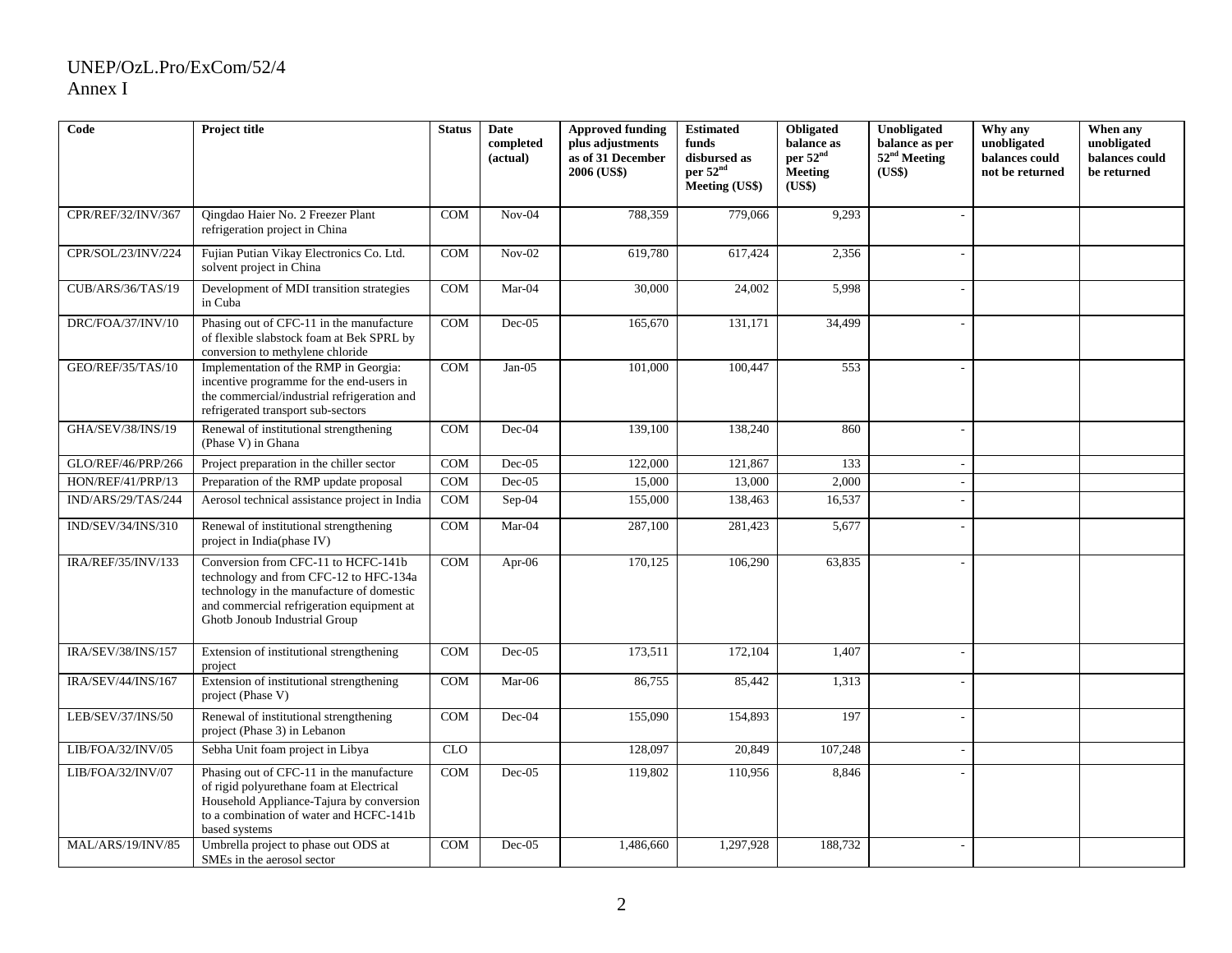| Code | Project title | Status | Date completed (actual) | Approved funding plus adjustments as of 31 December 2006 (US$) | Estimated funds disbursed as per 52nd Meeting (US$) | Obligated balance as per 52nd Meeting (US$) | Unobligated balance as per 52nd Meeting (US$) | Why any unobligated balances could not be returned | When any unobligated balances could be returned |
|---|---|---|---|---|---|---|---|---|---|
| CPR/REF/32/INV/367 | Qingdao Haier No. 2 Freezer Plant refrigeration project in China | COM | Nov-04 | 788,359 | 779,066 | 9,293 | - | | |
| CPR/SOL/23/INV/224 | Fujian Putian Vikay Electronics Co. Ltd. solvent project in China | COM | Nov-02 | 619,780 | 617,424 | 2,356 | - | | |
| CUB/ARS/36/TAS/19 | Development of MDI transition strategies in Cuba | COM | Mar-04 | 30,000 | 24,002 | 5,998 | - | | |
| DRC/FOA/37/INV/10 | Phasing out of CFC-11 in the manufacture of flexible slabstock foam at Bek SPRL by conversion to methylene chloride | COM | Dec-05 | 165,670 | 131,171 | 34,499 | - | | |
| GEO/REF/35/TAS/10 | Implementation of the RMP in Georgia: incentive programme for the end-users in the commercial/industrial refrigeration and refrigerated transport sub-sectors | COM | Jan-05 | 101,000 | 100,447 | 553 | - | | |
| GHA/SEV/38/INS/19 | Renewal of institutional strengthening (Phase V) in Ghana | COM | Dec-04 | 139,100 | 138,240 | 860 | - | | |
| GLO/REF/46/PRP/266 | Project preparation in the chiller sector | COM | Dec-05 | 122,000 | 121,867 | 133 | - | | |
| HON/REF/41/PRP/13 | Preparation of the RMP update proposal | COM | Dec-05 | 15,000 | 13,000 | 2,000 | - | | |
| IND/ARS/29/TAS/244 | Aerosol technical assistance project in India | COM | Sep-04 | 155,000 | 138,463 | 16,537 | - | | |
| IND/SEV/34/INS/310 | Renewal of institutional strengthening project in India(phase IV) | COM | Mar-04 | 287,100 | 281,423 | 5,677 | - | | |
| IRA/REF/35/INV/133 | Conversion from CFC-11 to HCFC-141b technology and from CFC-12 to HFC-134a technology in the manufacture of domestic and commercial refrigeration equipment at Ghotb Jonoub Industrial Group | COM | Apr-06 | 170,125 | 106,290 | 63,835 | - | | |
| IRA/SEV/38/INS/157 | Extension of institutional strengthening project | COM | Dec-05 | 173,511 | 172,104 | 1,407 | - | | |
| IRA/SEV/44/INS/167 | Extension of institutional strengthening project (Phase V) | COM | Mar-06 | 86,755 | 85,442 | 1,313 | - | | |
| LEB/SEV/37/INS/50 | Renewal of institutional strengthening project (Phase 3) in Lebanon | COM | Dec-04 | 155,090 | 154,893 | 197 | - | | |
| LIB/FOA/32/INV/05 | Sebha Unit foam project in Libya | CLO | | 128,097 | 20,849 | 107,248 | - | | |
| LIB/FOA/32/INV/07 | Phasing out of CFC-11 in the manufacture of rigid polyurethane foam at Electrical Household Appliance-Tajura by conversion to a combination of water and HCFC-141b based systems | COM | Dec-05 | 119,802 | 110,956 | 8,846 | - | | |
| MAL/ARS/19/INV/85 | Umbrella project to phase out ODS at SMEs in the aerosol sector | COM | Dec-05 | 1,486,660 | 1,297,928 | 188,732 | - | | |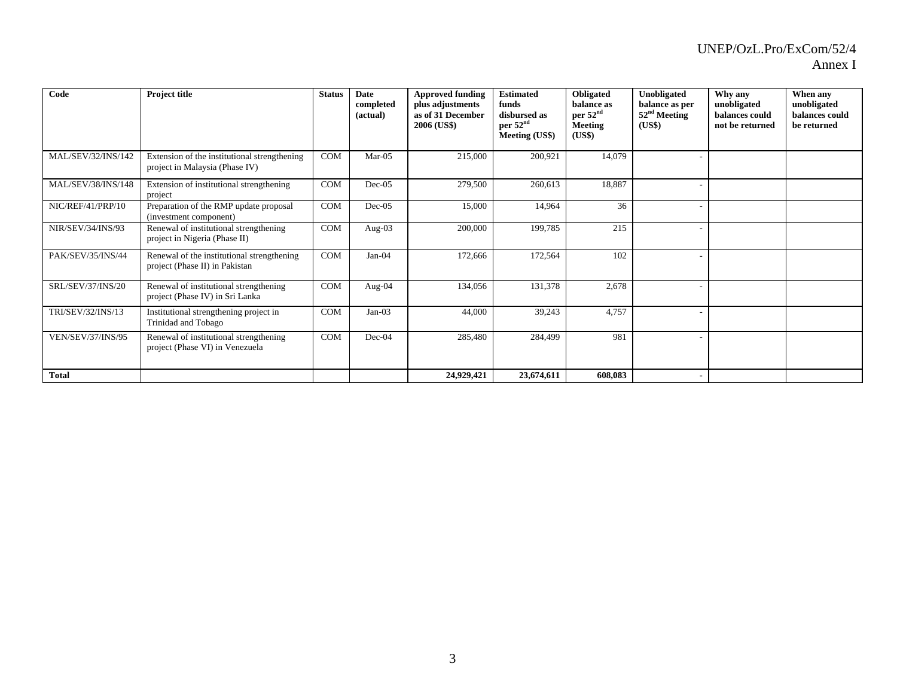| Code | Project title | Status | Date completed (actual) | Approved funding plus adjustments as of 31 December 2006 (US$) | Estimated funds disbursed as per 52nd Meeting (US$) | Obligated balance as per 52nd Meeting (US$) | Unobligated balance as per 52nd Meeting (US$) | Why any unobligated balances could not be returned | When any unobligated balances could be returned |
|---|---|---|---|---|---|---|---|---|---|
| MAL/SEV/32/INS/142 | Extension of the institutional strengthening project in Malaysia (Phase IV) | COM | Mar-05 | 215,000 | 200,921 | 14,079 | - | | |
| MAL/SEV/38/INS/148 | Extension of institutional strengthening project | COM | Dec-05 | 279,500 | 260,613 | 18,887 | - | | |
| NIC/REF/41/PRP/10 | Preparation of the RMP update proposal (investment component) | COM | Dec-05 | 15,000 | 14,964 | 36 | - | | |
| NIR/SEV/34/INS/93 | Renewal of institutional strengthening project in Nigeria (Phase II) | COM | Aug-03 | 200,000 | 199,785 | 215 | - | | |
| PAK/SEV/35/INS/44 | Renewal of the institutional strengthening project (Phase II) in Pakistan | COM | Jan-04 | 172,666 | 172,564 | 102 | - | | |
| SRL/SEV/37/INS/20 | Renewal of institutional strengthening project (Phase IV) in Sri Lanka | COM | Aug-04 | 134,056 | 131,378 | 2,678 | - | | |
| TRI/SEV/32/INS/13 | Institutional strengthening project in Trinidad and Tobago | COM | Jan-03 | 44,000 | 39,243 | 4,757 | - | | |
| VEN/SEV/37/INS/95 | Renewal of institutional strengthening project (Phase VI) in Venezuela | COM | Dec-04 | 285,480 | 284,499 | 981 | - | | |
| **Total** | | | | **24,929,421** | **23,674,611** | **608,083** | **-** | | |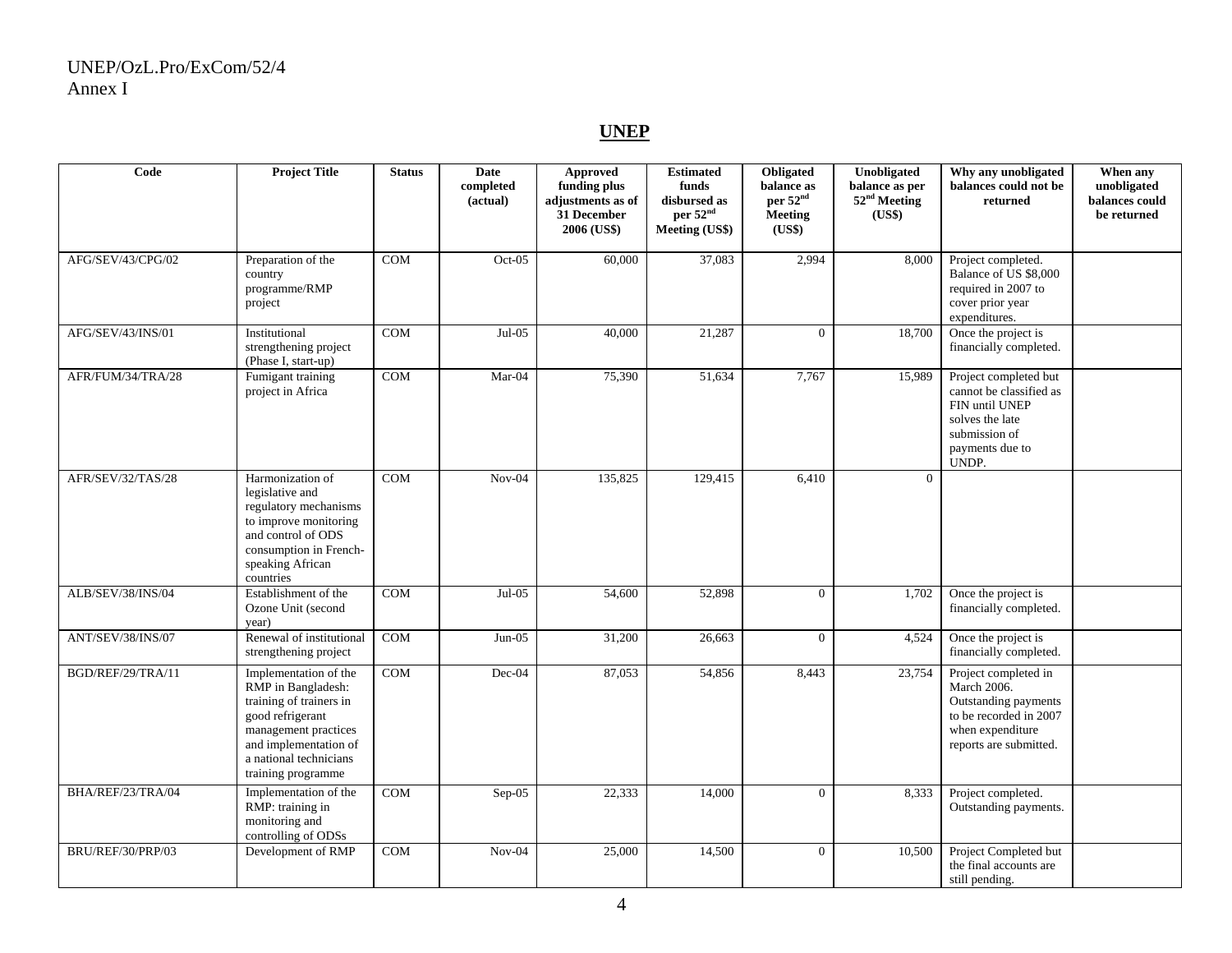## UNEP

| Code | Project Title | Status | Date completed (actual) | Approved funding plus adjustments as of 31 December 2006 (US$) | Estimated funds disbursed as per 52nd Meeting (US$) | Obligated balance as per 52nd Meeting (US$) | Unobligated balance as per 52nd Meeting (US$) | Why any unobligated balances could not be returned | When any unobligated balances could be returned |
|---|---|---|---|---|---|---|---|---|---|
| AFG/SEV/43/CPG/02 | Preparation of the country programme/RMP project | COM | Oct-05 | 60,000 | 37,083 | 2,994 | 8,000 | Project completed. Balance of US $8,000 required in 2007 to cover prior year expenditures. | |
| AFG/SEV/43/INS/01 | Institutional strengthening project (Phase I, start-up) | COM | Jul-05 | 40,000 | 21,287 | 0 | 18,700 | Once the project is financially completed. | |
| AFR/FUM/34/TRA/28 | Fumigant training project in Africa | COM | Mar-04 | 75,390 | 51,634 | 7,767 | 15,989 | Project completed but cannot be classified as FIN until UNEP solves the late submission of payments due to UNDP. | |
| AFR/SEV/32/TAS/28 | Harmonization of legislative and regulatory mechanisms to improve monitoring and control of ODS consumption in French-speaking African countries | COM | Nov-04 | 135,825 | 129,415 | 6,410 | 0 | | |
| ALB/SEV/38/INS/04 | Establishment of the Ozone Unit (second year) | COM | Jul-05 | 54,600 | 52,898 | 0 | 1,702 | Once the project is financially completed. | |
| ANT/SEV/38/INS/07 | Renewal of institutional strengthening project | COM | Jun-05 | 31,200 | 26,663 | 0 | 4,524 | Once the project is financially completed. | |
| BGD/REF/29/TRA/11 | Implementation of the RMP in Bangladesh: training of trainers in good refrigerant management practices and implementation of a national technicians training programme | COM | Dec-04 | 87,053 | 54,856 | 8,443 | 23,754 | Project completed in March 2006. Outstanding payments to be recorded in 2007 when expenditure reports are submitted. | |
| BHA/REF/23/TRA/04 | Implementation of the RMP: training in monitoring and controlling of ODSs | COM | Sep-05 | 22,333 | 14,000 | 0 | 8,333 | Project completed. Outstanding payments. | |
| BRU/REF/30/PRP/03 | Development of RMP | COM | Nov-04 | 25,000 | 14,500 | 0 | 10,500 | Project Completed but the final accounts are still pending. | |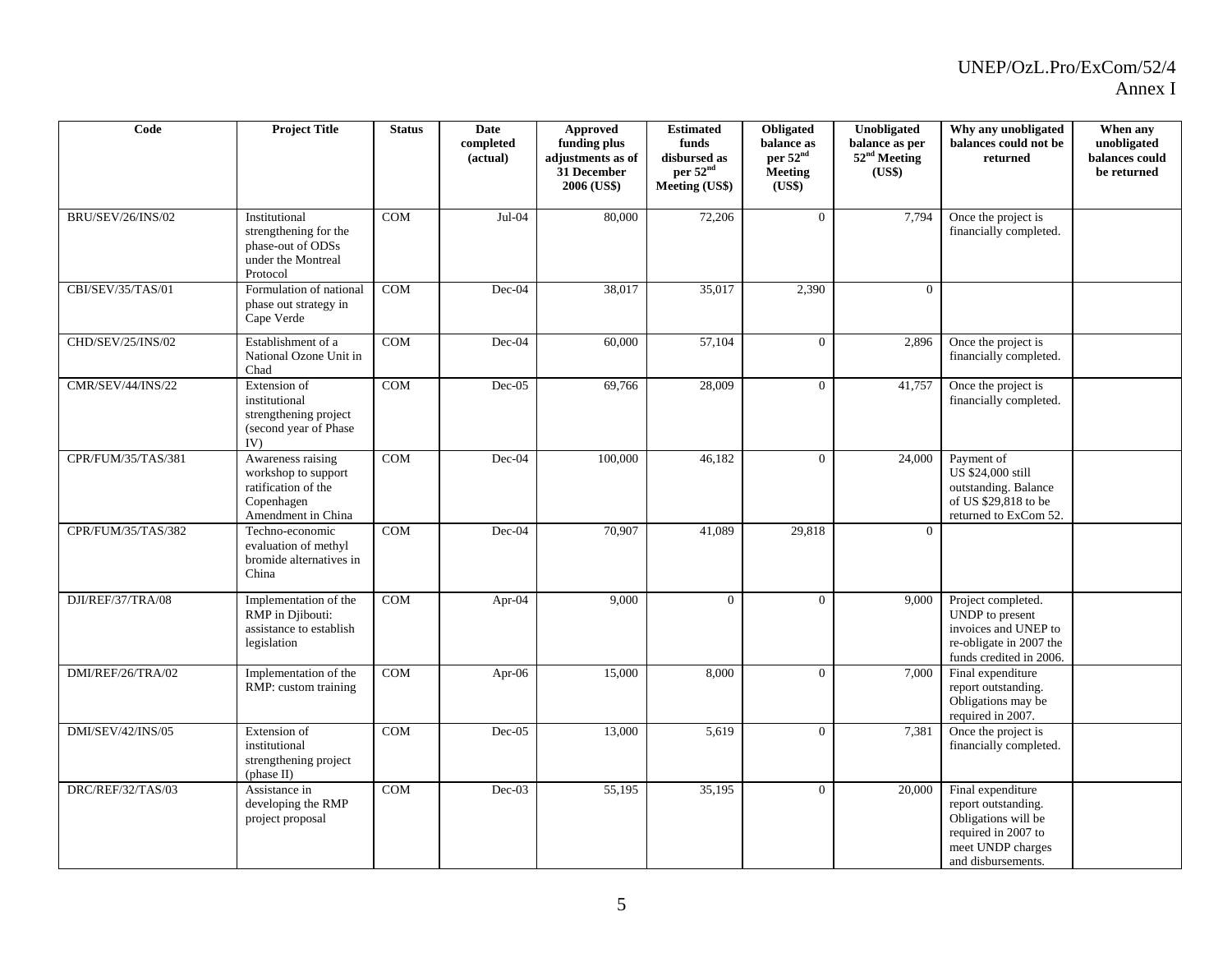| Code | Project Title | Status | Date completed (actual) | Approved funding plus adjustments as of 31 December 2006 (US$) | Estimated funds disbursed as per 52nd Meeting (US$) | Obligated balance as per 52nd Meeting (US$) | Unobligated balance as per 52nd Meeting (US$) | Why any unobligated balances could not be returned | When any unobligated balances could be returned |
|---|---|---|---|---|---|---|---|---|---|
| BRU/SEV/26/INS/02 | Institutional strengthening for the phase-out of ODSs under the Montreal Protocol | COM | Jul-04 | 80,000 | 72,206 | 0 | 7,794 | Once the project is financially completed. | |
| CBI/SEV/35/TAS/01 | Formulation of national phase out strategy in Cape Verde | COM | Dec-04 | 38,017 | 35,017 | 2,390 | 0 | | |
| CHD/SEV/25/INS/02 | Establishment of a National Ozone Unit in Chad | COM | Dec-04 | 60,000 | 57,104 | 0 | 2,896 | Once the project is financially completed. | |
| CMR/SEV/44/INS/22 | Extension of institutional strengthening project (second year of Phase IV) | COM | Dec-05 | 69,766 | 28,009 | 0 | 41,757 | Once the project is financially completed. | |
| CPR/FUM/35/TAS/381 | Awareness raising workshop to support ratification of the Copenhagen Amendment in China | COM | Dec-04 | 100,000 | 46,182 | 0 | 24,000 | Payment of US $24,000 still outstanding. Balance of US $29,818 to be returned to ExCom 52. | |
| CPR/FUM/35/TAS/382 | Techno-economic evaluation of methyl bromide alternatives in China | COM | Dec-04 | 70,907 | 41,089 | 29,818 | 0 | | |
| DJI/REF/37/TRA/08 | Implementation of the RMP in Djibouti: assistance to establish legislation | COM | Apr-04 | 9,000 | 0 | 0 | 9,000 | Project completed. UNDP to present invoices and UNEP to re-obligate in 2007 the funds credited in 2006. | |
| DMI/REF/26/TRA/02 | Implementation of the RMP: custom training | COM | Apr-06 | 15,000 | 8,000 | 0 | 7,000 | Final expenditure report outstanding. Obligations may be required in 2007. | |
| DMI/SEV/42/INS/05 | Extension of institutional strengthening project (phase II) | COM | Dec-05 | 13,000 | 5,619 | 0 | 7,381 | Once the project is financially completed. | |
| DRC/REF/32/TAS/03 | Assistance in developing the RMP project proposal | COM | Dec-03 | 55,195 | 35,195 | 0 | 20,000 | Final expenditure report outstanding. Obligations will be required in 2007 to meet UNDP charges and disbursements. | |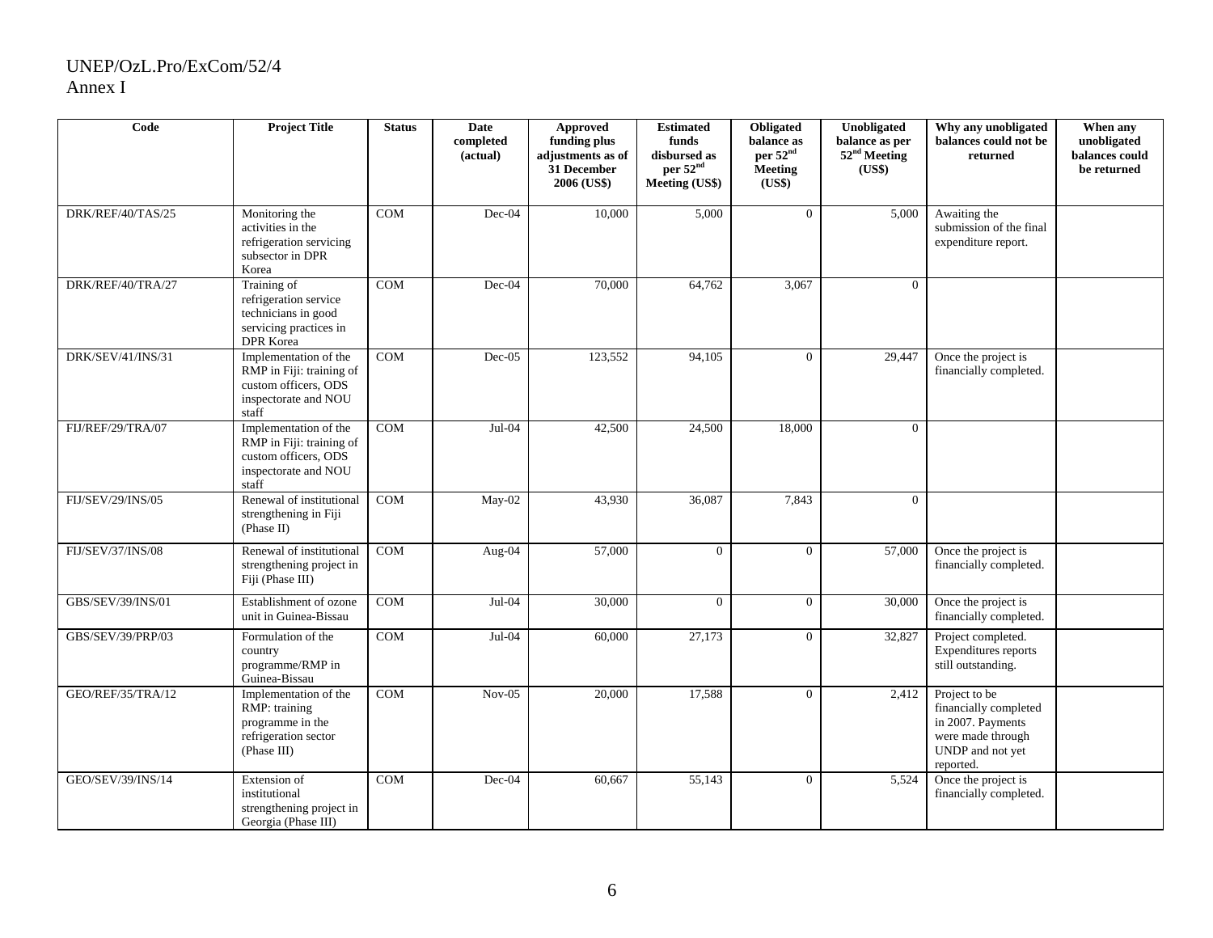| Code | Project Title | Status | Date completed (actual) | Approved funding plus adjustments as of 31 December 2006 (US$) | Estimated funds disbursed as per 52nd Meeting (US$) | Obligated balance as per 52nd Meeting (US$) | Unobligated balance as per 52nd Meeting (US$) | Why any unobligated balances could not be returned | When any unobligated balances could be returned |
|---|---|---|---|---|---|---|---|---|---|
| DRK/REF/40/TAS/25 | Monitoring the activities in the refrigeration servicing subsector in DPR Korea | COM | Dec-04 | 10,000 | 5,000 | 0 | 5,000 | Awaiting the submission of the final expenditure report. | |
| DRK/REF/40/TRA/27 | Training of refrigeration service technicians in good servicing practices in DPR Korea | COM | Dec-04 | 70,000 | 64,762 | 3,067 | 0 | | |
| DRK/SEV/41/INS/31 | Implementation of the RMP in Fiji: training of custom officers, ODS inspectorate and NOU staff | COM | Dec-05 | 123,552 | 94,105 | 0 | 29,447 | Once the project is financially completed. | |
| FIJ/REF/29/TRA/07 | Implementation of the RMP in Fiji: training of custom officers, ODS inspectorate and NOU staff | COM | Jul-04 | 42,500 | 24,500 | 18,000 | 0 | | |
| FIJ/SEV/29/INS/05 | Renewal of institutional strengthening in Fiji (Phase II) | COM | May-02 | 43,930 | 36,087 | 7,843 | 0 | | |
| FIJ/SEV/37/INS/08 | Renewal of institutional strengthening project in Fiji (Phase III) | COM | Aug-04 | 57,000 | 0 | 0 | 57,000 | Once the project is financially completed. | |
| GBS/SEV/39/INS/01 | Establishment of ozone unit in Guinea-Bissau | COM | Jul-04 | 30,000 | 0 | 0 | 30,000 | Once the project is financially completed. | |
| GBS/SEV/39/PRP/03 | Formulation of the country programme/RMP in Guinea-Bissau | COM | Jul-04 | 60,000 | 27,173 | 0 | 32,827 | Project completed. Expenditures reports still outstanding. | |
| GEO/REF/35/TRA/12 | Implementation of the RMP: training programme in the refrigeration sector (Phase III) | COM | Nov-05 | 20,000 | 17,588 | 0 | 2,412 | Project to be financially completed in 2007. Payments were made through UNDP and not yet reported. | |
| GEO/SEV/39/INS/14 | Extension of institutional strengthening project in Georgia (Phase III) | COM | Dec-04 | 60,667 | 55,143 | 0 | 5,524 | Once the project is financially completed. | |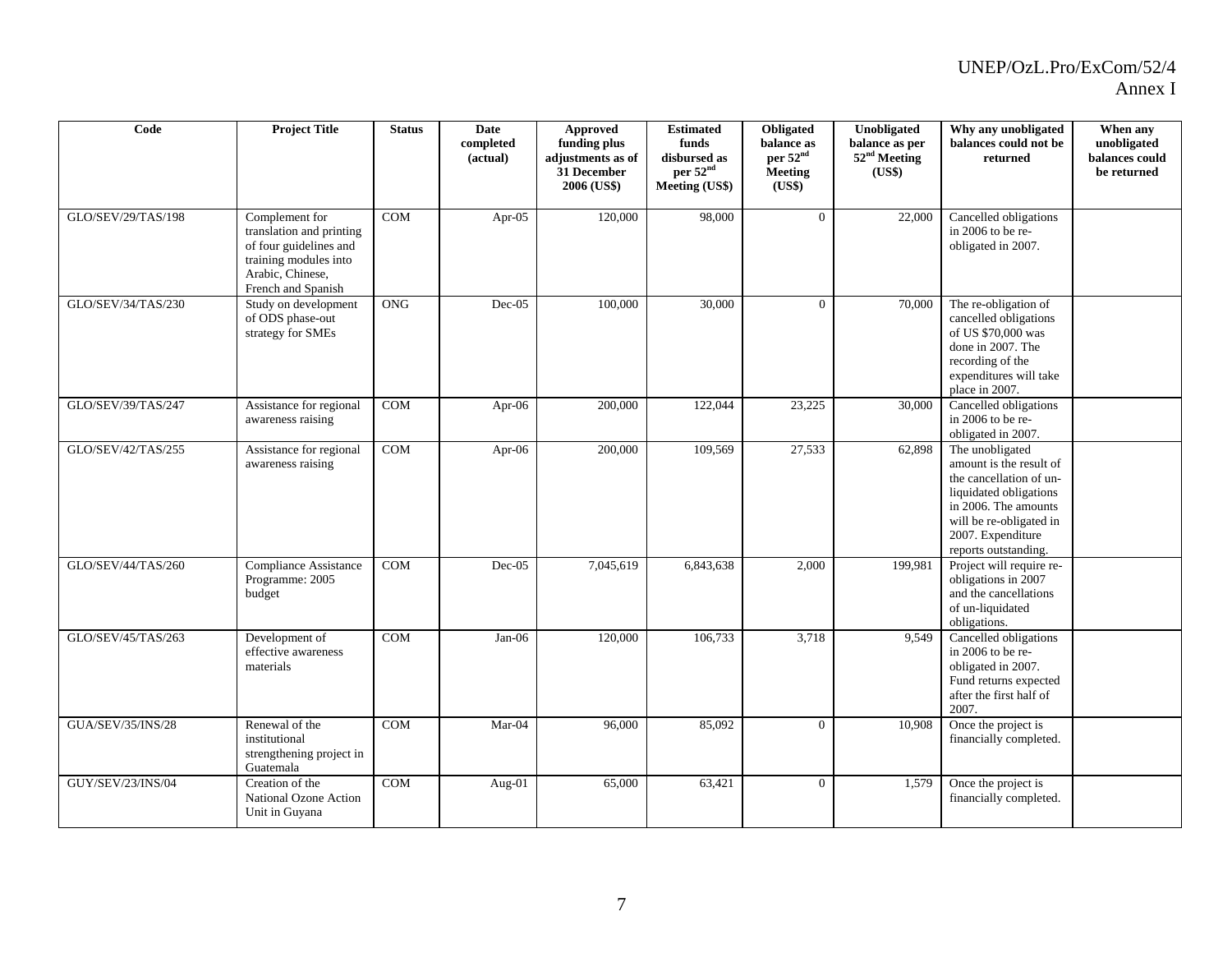| Code | Project Title | Status | Date completed (actual) | Approved funding plus adjustments as of 31 December 2006 (US$) | Estimated funds disbursed as per 52nd Meeting (US$) | Obligated balance as per 52nd Meeting (US$) | Unobligated balance as per 52nd Meeting (US$) | Why any unobligated balances could not be returned | When any unobligated balances could be returned |
|---|---|---|---|---|---|---|---|---|---|
| GLO/SEV/29/TAS/198 | Complement for translation and printing of four guidelines and training modules into Arabic, Chinese, French and Spanish | COM | Apr-05 | 120,000 | 98,000 | 0 | 22,000 | Cancelled obligations in 2006 to be re-obligated in 2007. | |
| GLO/SEV/34/TAS/230 | Study on development of ODS phase-out strategy for SMEs | ONG | Dec-05 | 100,000 | 30,000 | 0 | 70,000 | The re-obligation of cancelled obligations of US $70,000 was done in 2007. The recording of the expenditures will take place in 2007. | |
| GLO/SEV/39/TAS/247 | Assistance for regional awareness raising | COM | Apr-06 | 200,000 | 122,044 | 23,225 | 30,000 | Cancelled obligations in 2006 to be re-obligated in 2007. | |
| GLO/SEV/42/TAS/255 | Assistance for regional awareness raising | COM | Apr-06 | 200,000 | 109,569 | 27,533 | 62,898 | The unobligated amount is the result of the cancellation of un-liquidated obligations in 2006. The amounts will be re-obligated in 2007. Expenditure reports outstanding. | |
| GLO/SEV/44/TAS/260 | Compliance Assistance Programme: 2005 budget | COM | Dec-05 | 7,045,619 | 6,843,638 | 2,000 | 199,981 | Project will require re-obligations in 2007 and the cancellations of un-liquidated obligations. | |
| GLO/SEV/45/TAS/263 | Development of effective awareness materials | COM | Jan-06 | 120,000 | 106,733 | 3,718 | 9,549 | Cancelled obligations in 2006 to be re-obligated in 2007. Fund returns expected after the first half of 2007. | |
| GUA/SEV/35/INS/28 | Renewal of the institutional strengthening project in Guatemala | COM | Mar-04 | 96,000 | 85,092 | 0 | 10,908 | Once the project is financially completed. | |
| GUY/SEV/23/INS/04 | Creation of the National Ozone Action Unit in Guyana | COM | Aug-01 | 65,000 | 63,421 | 0 | 1,579 | Once the project is financially completed. | |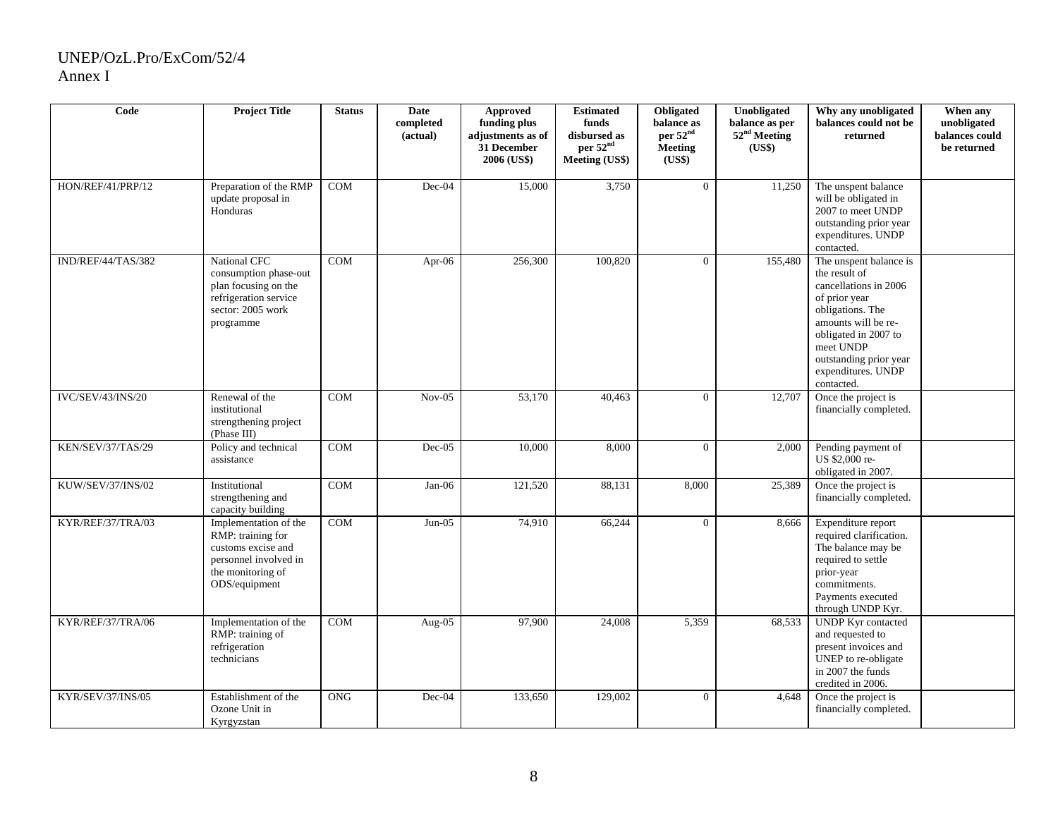| Code | Project Title | Status | Date completed (actual) | Approved funding plus adjustments as of 31 December 2006 (US$) | Estimated funds disbursed as per 52nd Meeting (US$) | Obligated balance as per 52nd Meeting (US$) | Unobligated balance as per 52nd Meeting (US$) | Why any unobligated balances could not be returned | When any unobligated balances could be returned |
|---|---|---|---|---|---|---|---|---|---|
| HON/REF/41/PRP/12 | Preparation of the RMP update proposal in Honduras | COM | Dec-04 | 15,000 | 3,750 | 0 | 11,250 | The unspent balance will be obligated in 2007 to meet UNDP outstanding prior year expenditures. UNDP contacted. | |
| IND/REF/44/TAS/382 | National CFC consumption phase-out plan focusing on the refrigeration service sector: 2005 work programme | COM | Apr-06 | 256,300 | 100,820 | 0 | 155,480 | The unspent balance is the result of cancellations in 2006 of prior year obligations. The amounts will be re-obligated in 2007 to meet UNDP outstanding prior year expenditures. UNDP contacted. | |
| IVC/SEV/43/INS/20 | Renewal of the institutional strengthening project (Phase III) | COM | Nov-05 | 53,170 | 40,463 | 0 | 12,707 | Once the project is financially completed. | |
| KEN/SEV/37/TAS/29 | Policy and technical assistance | COM | Dec-05 | 10,000 | 8,000 | 0 | 2,000 | Pending payment of US $2,000 re-obligated in 2007. | |
| KUW/SEV/37/INS/02 | Institutional strengthening and capacity building | COM | Jan-06 | 121,520 | 88,131 | 8,000 | 25,389 | Once the project is financially completed. | |
| KYR/REF/37/TRA/03 | Implementation of the RMP: training for customs excise and personnel involved in the monitoring of ODS/equipment | COM | Jun-05 | 74,910 | 66,244 | 0 | 8,666 | Expenditure report required clarification. The balance may be required to settle prior-year commitments. Payments executed through UNDP Kyr. | |
| KYR/REF/37/TRA/06 | Implementation of the RMP: training of refrigeration technicians | COM | Aug-05 | 97,900 | 24,008 | 5,359 | 68,533 | UNDP Kyr contacted and requested to present invoices and UNEP to re-obligate in 2007 the funds credited in 2006. | |
| KYR/SEV/37/INS/05 | Establishment of the Ozone Unit in Kyrgyzstan | ONG | Dec-04 | 133,650 | 129,002 | 0 | 4,648 | Once the project is financially completed. | |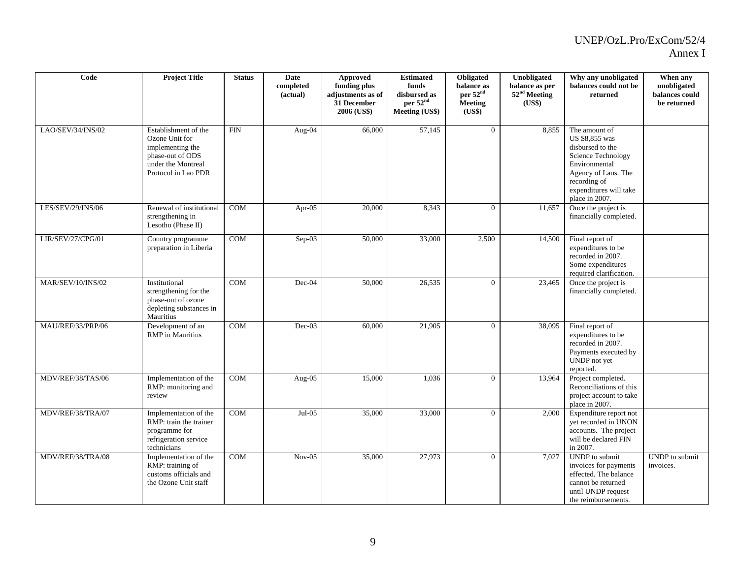| Code | Project Title | Status | Date completed (actual) | Approved funding plus adjustments as of 31 December 2006 (US$) | Estimated funds disbursed as per 52nd Meeting (US$) | Obligated balance as per 52nd Meeting (US$) | Unobligated balance as per 52nd Meeting (US$) | Why any unobligated balances could not be returned | When any unobligated balances could be returned |
|---|---|---|---|---|---|---|---|---|---|
| LAO/SEV/34/INS/02 | Establishment of the Ozone Unit for implementing the phase-out of ODS under the Montreal Protocol in Lao PDR | FIN | Aug-04 | 66,000 | 57,145 | 0 | 8,855 | The amount of US $8,855 was disbursed to the Science Technology Environmental Agency of Laos. The recording of expenditures will take place in 2007. | |
| LES/SEV/29/INS/06 | Renewal of institutional strengthening in Lesotho (Phase II) | COM | Apr-05 | 20,000 | 8,343 | 0 | 11,657 | Once the project is financially completed. | |
| LIR/SEV/27/CPG/01 | Country programme preparation in Liberia | COM | Sep-03 | 50,000 | 33,000 | 2,500 | 14,500 | Final report of expenditures to be recorded in 2007. Some expenditures required clarification. | |
| MAR/SEV/10/INS/02 | Institutional strengthening for the phase-out of ozone depleting substances in Mauritius | COM | Dec-04 | 50,000 | 26,535 | 0 | 23,465 | Once the project is financially completed. | |
| MAU/REF/33/PRP/06 | Development of an RMP in Mauritius | COM | Dec-03 | 60,000 | 21,905 | 0 | 38,095 | Final report of expenditures to be recorded in 2007. Payments executed by UNDP not yet reported. | |
| MDV/REF/38/TAS/06 | Implementation of the RMP: monitoring and review | COM | Aug-05 | 15,000 | 1,036 | 0 | 13,964 | Project completed. Reconciliations of this project account to take place in 2007. | |
| MDV/REF/38/TRA/07 | Implementation of the RMP: train the trainer programme for refrigeration service technicians | COM | Jul-05 | 35,000 | 33,000 | 0 | 2,000 | Expenditure report not yet recorded in UNON accounts. The project will be declared FIN in 2007. | |
| MDV/REF/38/TRA/08 | Implementation of the RMP: training of customs officials and the Ozone Unit staff | COM | Nov-05 | 35,000 | 27,973 | 0 | 7,027 | UNDP to submit invoices for payments effected. The balance cannot be returned until UNDP request the reimbursements. | UNDP to submit invoices. |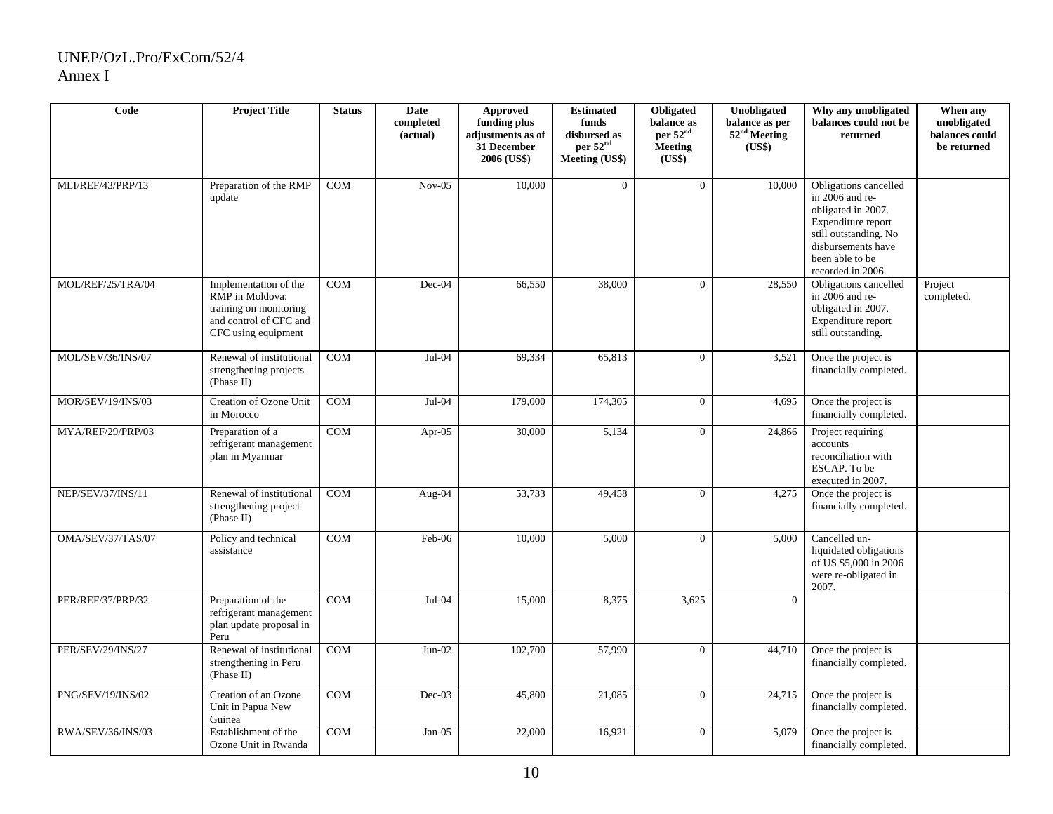UNEP/OzL.Pro/ExCom/52/4
Annex I

| Code | Project Title | Status | Date completed (actual) | Approved funding plus adjustments as of 31 December 2006 (US$) | Estimated funds disbursed as per 52nd Meeting (US$) | Obligated balance as per 52nd Meeting (US$) | Unobligated balance as per 52nd Meeting (US$) | Why any unobligated balances could not be returned | When any unobligated balances could be returned |
|---|---|---|---|---|---|---|---|---|---|
| MLI/REF/43/PRP/13 | Preparation of the RMP update | COM | Nov-05 | 10,000 | 0 | 0 | 10,000 | Obligations cancelled in 2006 and re-obligated in 2007. Expenditure report still outstanding. No disbursements have been able to be recorded in 2006. | |
| MOL/REF/25/TRA/04 | Implementation of the RMP in Moldova: training on monitoring and control of CFC and CFC using equipment | COM | Dec-04 | 66,550 | 38,000 | 0 | 28,550 | Obligations cancelled in 2006 and re-obligated in 2007. Expenditure report still outstanding. | Project completed. |
| MOL/SEV/36/INS/07 | Renewal of institutional strengthening projects (Phase II) | COM | Jul-04 | 69,334 | 65,813 | 0 | 3,521 | Once the project is financially completed. | |
| MOR/SEV/19/INS/03 | Creation of Ozone Unit in Morocco | COM | Jul-04 | 179,000 | 174,305 | 0 | 4,695 | Once the project is financially completed. | |
| MYA/REF/29/PRP/03 | Preparation of a refrigerant management plan in Myanmar | COM | Apr-05 | 30,000 | 5,134 | 0 | 24,866 | Project requiring accounts reconciliation with ESCAP. To be executed in 2007. | |
| NEP/SEV/37/INS/11 | Renewal of institutional strengthening project (Phase II) | COM | Aug-04 | 53,733 | 49,458 | 0 | 4,275 | Once the project is financially completed. | |
| OMA/SEV/37/TAS/07 | Policy and technical assistance | COM | Feb-06 | 10,000 | 5,000 | 0 | 5,000 | Cancelled un-liquidated obligations of US $5,000 in 2006 were re-obligated in 2007. | |
| PER/REF/37/PRP/32 | Preparation of the refrigerant management plan update proposal in Peru | COM | Jul-04 | 15,000 | 8,375 | 3,625 | 0 | | |
| PER/SEV/29/INS/27 | Renewal of institutional strengthening in Peru (Phase II) | COM | Jun-02 | 102,700 | 57,990 | 0 | 44,710 | Once the project is financially completed. | |
| PNG/SEV/19/INS/02 | Creation of an Ozone Unit in Papua New Guinea | COM | Dec-03 | 45,800 | 21,085 | 0 | 24,715 | Once the project is financially completed. | |
| RWA/SEV/36/INS/03 | Establishment of the Ozone Unit in Rwanda | COM | Jan-05 | 22,000 | 16,921 | 0 | 5,079 | Once the project is financially completed. | |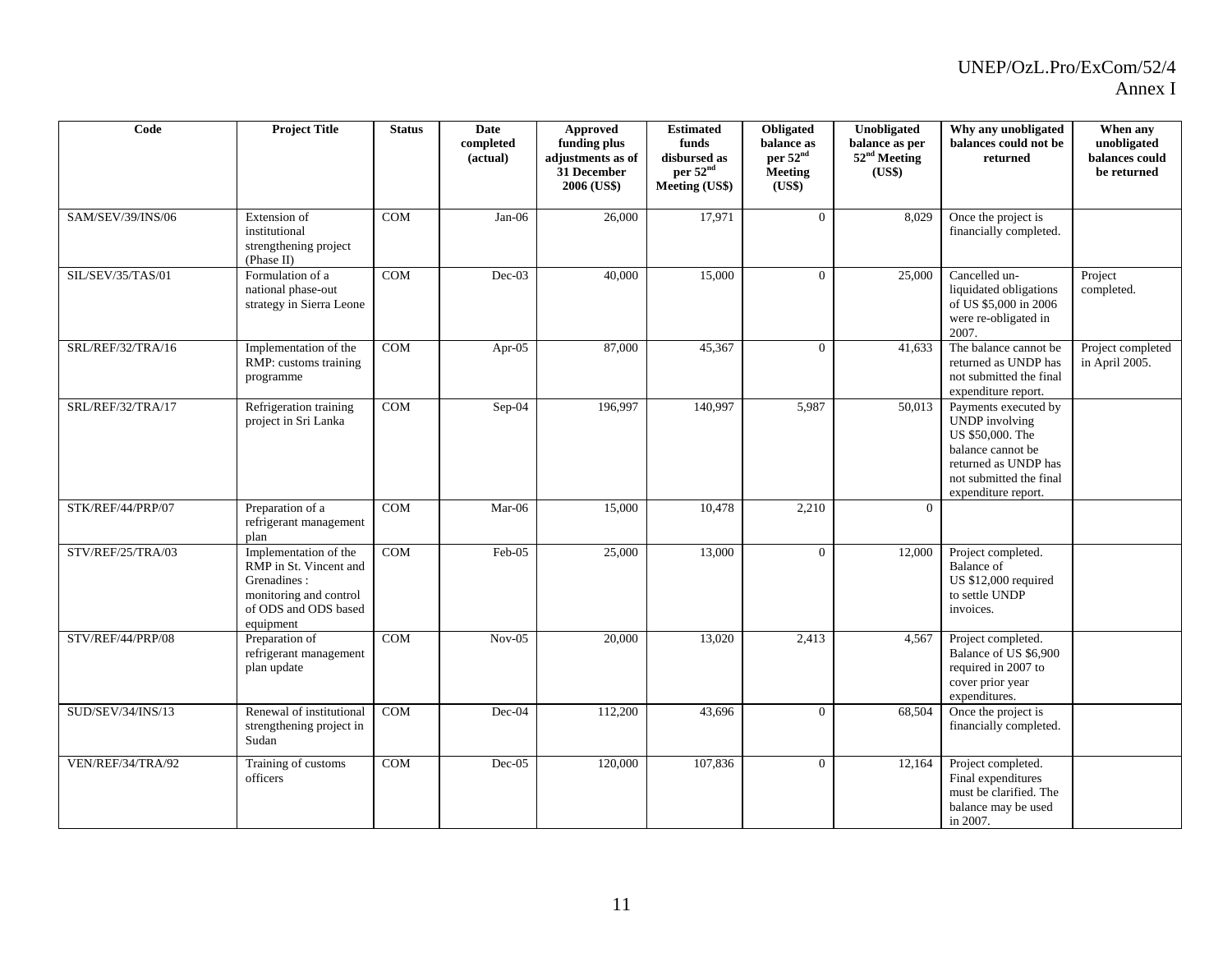| Code | Project Title | Status | Date completed (actual) | Approved funding plus adjustments as of 31 December 2006 (US$) | Estimated funds disbursed as per 52nd Meeting (US$) | Obligated balance as per 52nd Meeting (US$) | Unobligated balance as per 52nd Meeting (US$) | Why any unobligated balances could not be returned | When any unobligated balances could be returned |
|---|---|---|---|---|---|---|---|---|---|
| SAM/SEV/39/INS/06 | Extension of institutional strengthening project (Phase II) | COM | Jan-06 | 26,000 | 17,971 | 0 | 8,029 | Once the project is financially completed. | |
| SIL/SEV/35/TAS/01 | Formulation of a national phase-out strategy in Sierra Leone | COM | Dec-03 | 40,000 | 15,000 | 0 | 25,000 | Cancelled un-liquidated obligations of US $5,000 in 2006 were re-obligated in 2007. | Project completed. |
| SRL/REF/32/TRA/16 | Implementation of the RMP: customs training programme | COM | Apr-05 | 87,000 | 45,367 | 0 | 41,633 | The balance cannot be returned as UNDP has not submitted the final expenditure report. | Project completed in April 2005. |
| SRL/REF/32/TRA/17 | Refrigeration training project in Sri Lanka | COM | Sep-04 | 196,997 | 140,997 | 5,987 | 50,013 | Payments executed by UNDP involving US $50,000. The balance cannot be returned as UNDP has not submitted the final expenditure report. | |
| STK/REF/44/PRP/07 | Preparation of a refrigerant management plan | COM | Mar-06 | 15,000 | 10,478 | 2,210 | 0 | | |
| STV/REF/25/TRA/03 | Implementation of the RMP in St. Vincent and Grenadines : monitoring and control of ODS and ODS based equipment | COM | Feb-05 | 25,000 | 13,000 | 0 | 12,000 | Project completed. Balance of US $12,000 required to settle UNDP invoices. | |
| STV/REF/44/PRP/08 | Preparation of refrigerant management plan update | COM | Nov-05 | 20,000 | 13,020 | 2,413 | 4,567 | Project completed. Balance of US $6,900 required in 2007 to cover prior year expenditures. | |
| SUD/SEV/34/INS/13 | Renewal of institutional strengthening project in Sudan | COM | Dec-04 | 112,200 | 43,696 | 0 | 68,504 | Once the project is financially completed. | |
| VEN/REF/34/TRA/92 | Training of customs officers | COM | Dec-05 | 120,000 | 107,836 | 0 | 12,164 | Project completed. Final expenditures must be clarified. The balance may be used in 2007. | |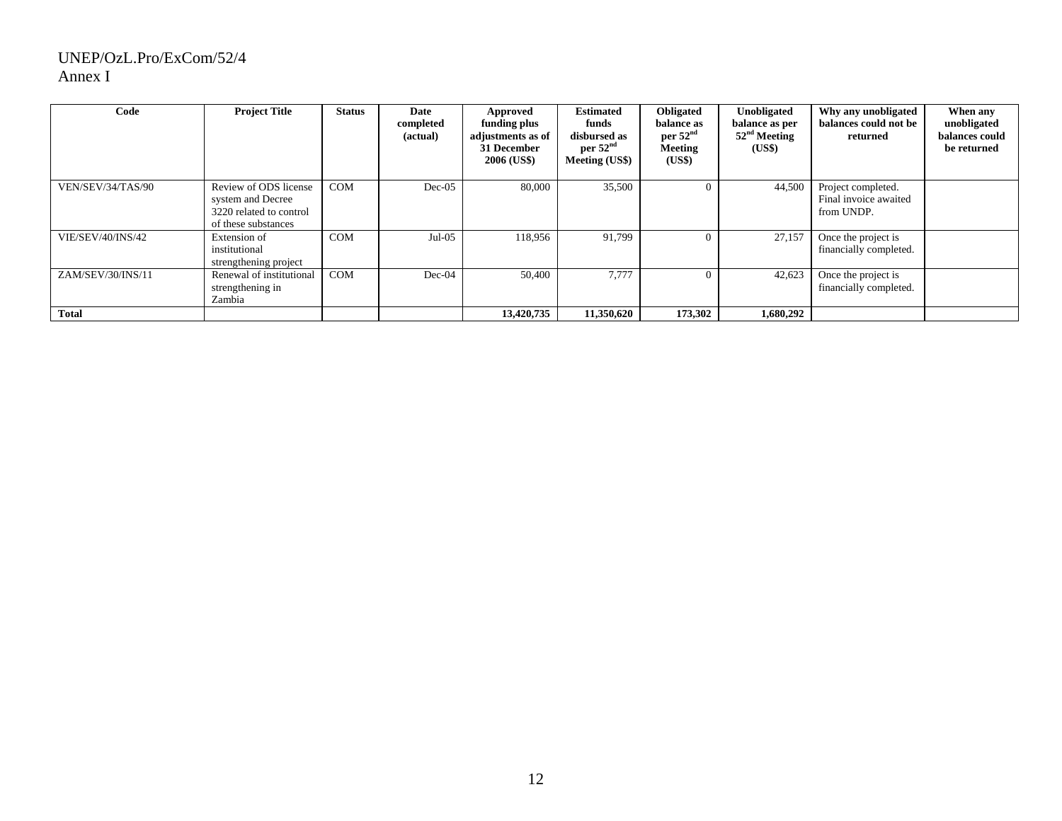UNEP/OzL.Pro/ExCom/52/4
Annex I

| Code | Project Title | Status | Date completed (actual) | Approved funding plus adjustments as of 31 December 2006 (US$) | Estimated funds disbursed as per 52nd Meeting (US$) | Obligated balance as per 52nd Meeting (US$) | Unobligated balance as per 52nd Meeting (US$) | Why any unobligated balances could not be returned | When any unobligated balances could be returned |
|---|---|---|---|---|---|---|---|---|---|
| VEN/SEV/34/TAS/90 | Review of ODS license system and Decree 3220 related to control of these substances | COM | Dec-05 | 80,000 | 35,500 | 0 | 44,500 | Project completed. Final invoice awaited from UNDP. | |
| VIE/SEV/40/INS/42 | Extension of institutional strengthening project | COM | Jul-05 | 118,956 | 91,799 | 0 | 27,157 | Once the project is financially completed. | |
| ZAM/SEV/30/INS/11 | Renewal of institutional strengthening in Zambia | COM | Dec-04 | 50,400 | 7,777 | 0 | 42,623 | Once the project is financially completed. | |
| **Total** | | | | **13,420,735** | **11,350,620** | **173,302** | **1,680,292** | | |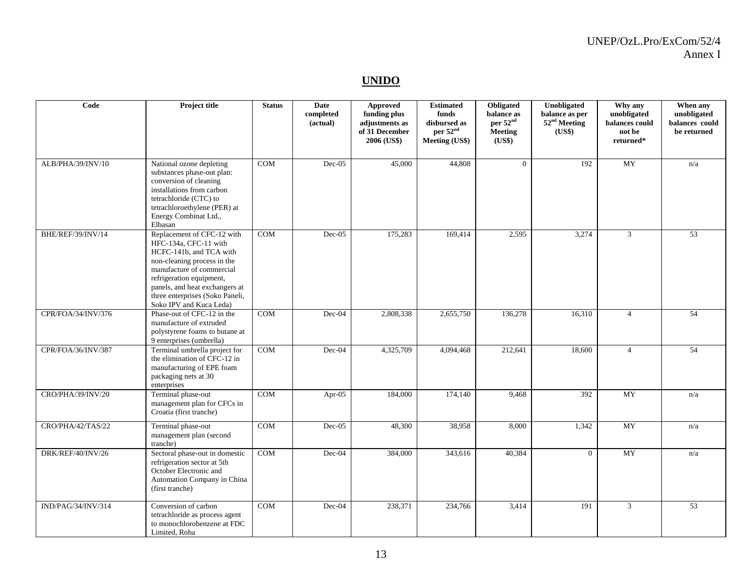## UNIDO

| Code | Project title | Status | Date completed (actual) | Approved funding plus adjustments as of 31 December 2006 (US$) | Estimated funds disbursed as per 52nd Meeting (US$) | Obligated balance as per 52nd Meeting (US$) | Unobligated balance as per 52nd Meeting (US$) | Why any unobligated balances could not be returned* | When any unobligated balances could be returned |
|---|---|---|---|---|---|---|---|---|---|
| ALB/PHA/39/INV/10 | National ozone depleting substances phase-out plan: conversion of cleaning installations from carbon tetrachloride (CTC) to tetrachloroethylene (PER) at Energy Combinat Ltd., Elbasan | COM | Dec-05 | 45,000 | 44,808 | 0 | 192 | MY | n/a |
| BHE/REF/39/INV/14 | Replacement of CFC-12 with HFC-134a, CFC-11 with HCFC-141b, and TCA with non-cleaning process in the manufacture of commercial refrigeration equipment, panels, and heat exchangers at three enterprises (Soko Paneli, Soko IPV and Kuca Leda) | COM | Dec-05 | 175,283 | 169,414 | 2,595 | 3,274 | 3 | 53 |
| CPR/FOA/34/INV/376 | Phase-out of CFC-12 in the manufacture of extruded polystyrene foams to butane at 9 enterprises (umbrella) | COM | Dec-04 | 2,808,338 | 2,655,750 | 136,278 | 16,310 | 4 | 54 |
| CPR/FOA/36/INV/387 | Terminal umbrella project for the elimination of CFC-12 in manufacturing of EPE foam packaging nets at 30 enterprises | COM | Dec-04 | 4,325,709 | 4,094,468 | 212,641 | 18,600 | 4 | 54 |
| CRO/PHA/39/INV/20 | Terminal phase-out management plan for CFCs in Croatia (first tranche) | COM | Apr-05 | 184,000 | 174,140 | 9,468 | 392 | MY | n/a |
| CRO/PHA/42/TAS/22 | Terminal phase-out management plan (second tranche) | COM | Dec-05 | 48,300 | 38,958 | 8,000 | 1,342 | MY | n/a |
| DRK/REF/40/INV/26 | Sectoral phase-out in domestic refrigeration sector at 5th October Electronic and Automation Company in China (first tranche) | COM | Dec-04 | 384,000 | 343,616 | 40,384 | 0 | MY | n/a |
| IND/PAG/34/INV/314 | Conversion of carbon tetrachloride as process agent to monochlorobenzene at FDC Limited, Roha | COM | Dec-04 | 238,371 | 234,766 | 3,414 | 191 | 3 | 53 |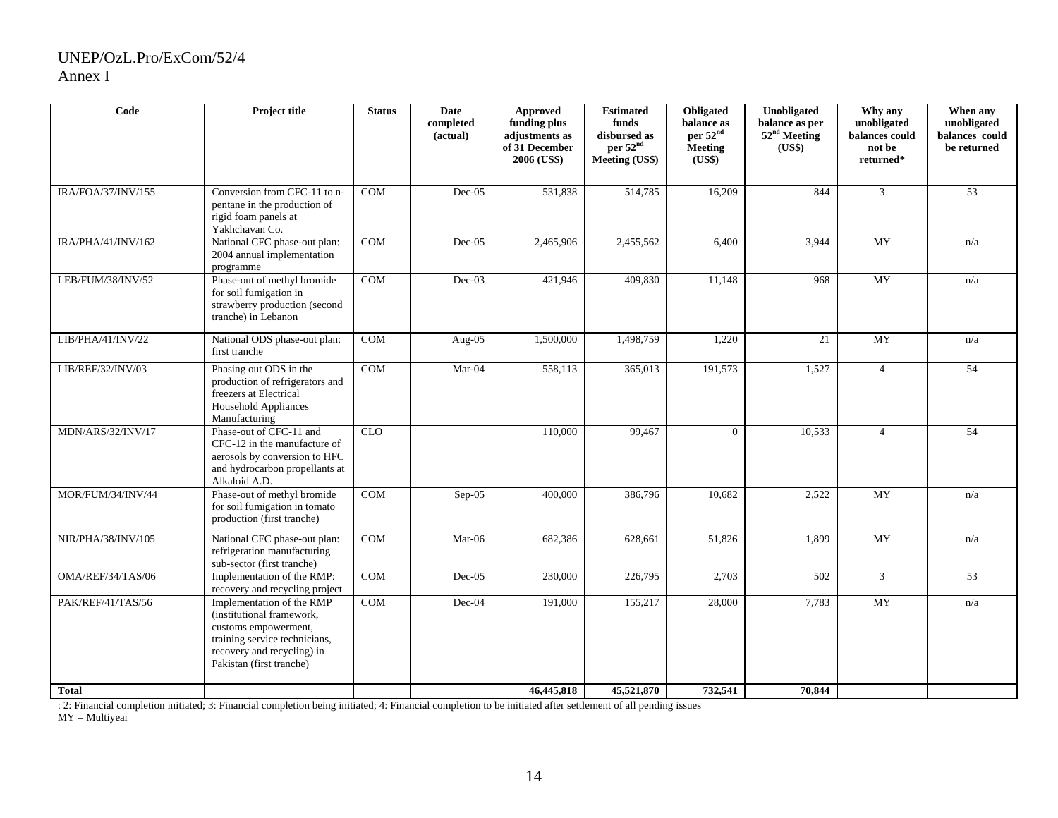| Code | Project title | Status | Date completed (actual) | Approved funding plus adjustments as of 31 December 2006 (US$) | Estimated funds disbursed as per 52nd Meeting (US$) | Obligated balance as per 52nd Meeting (US$) | Unobligated balance as per 52nd Meeting (US$) | Why any unobligated balances could not be returned* | When any unobligated balances could be returned |
|---|---|---|---|---|---|---|---|---|---|
| IRA/FOA/37/INV/155 | Conversion from CFC-11 to n-pentane in the production of rigid foam panels at Yakhchavan Co. | COM | Dec-05 | 531,838 | 514,785 | 16,209 | 844 | 3 | 53 |
| IRA/PHA/41/INV/162 | National CFC phase-out plan: 2004 annual implementation programme | COM | Dec-05 | 2,465,906 | 2,455,562 | 6,400 | 3,944 | MY | n/a |
| LEB/FUM/38/INV/52 | Phase-out of methyl bromide for soil fumigation in strawberry production (second tranche) in Lebanon | COM | Dec-03 | 421,946 | 409,830 | 11,148 | 968 | MY | n/a |
| LIB/PHA/41/INV/22 | National ODS phase-out plan: first tranche | COM | Aug-05 | 1,500,000 | 1,498,759 | 1,220 | 21 | MY | n/a |
| LIB/REF/32/INV/03 | Phasing out ODS in the production of refrigerators and freezers at Electrical Household Appliances Manufacturing | COM | Mar-04 | 558,113 | 365,013 | 191,573 | 1,527 | 4 | 54 |
| MDN/ARS/32/INV/17 | Phase-out of CFC-11 and CFC-12 in the manufacture of aerosols by conversion to HFC and hydrocarbon propellants at Alkaloid A.D. | CLO | | 110,000 | 99,467 | 0 | 10,533 | 4 | 54 |
| MOR/FUM/34/INV/44 | Phase-out of methyl bromide for soil fumigation in tomato production (first tranche) | COM | Sep-05 | 400,000 | 386,796 | 10,682 | 2,522 | MY | n/a |
| NIR/PHA/38/INV/105 | National CFC phase-out plan: refrigeration manufacturing sub-sector (first tranche) | COM | Mar-06 | 682,386 | 628,661 | 51,826 | 1,899 | MY | n/a |
| OMA/REF/34/TAS/06 | Implementation of the RMP: recovery and recycling project | COM | Dec-05 | 230,000 | 226,795 | 2,703 | 502 | 3 | 53 |
| PAK/REF/41/TAS/56 | Implementation of the RMP (institutional framework, customs empowerment, training service technicians, recovery and recycling) in Pakistan (first tranche) | COM | Dec-04 | 191,000 | 155,217 | 28,000 | 7,783 | MY | n/a |
| **Total** | | | | **46,445,818** | **45,521,870** | **732,541** | **70,844** | | |

: 2: Financial completion initiated; 3: Financial completion being initiated; 4: Financial completion to be initiated after settlement of all pending issues
MY = Multiyear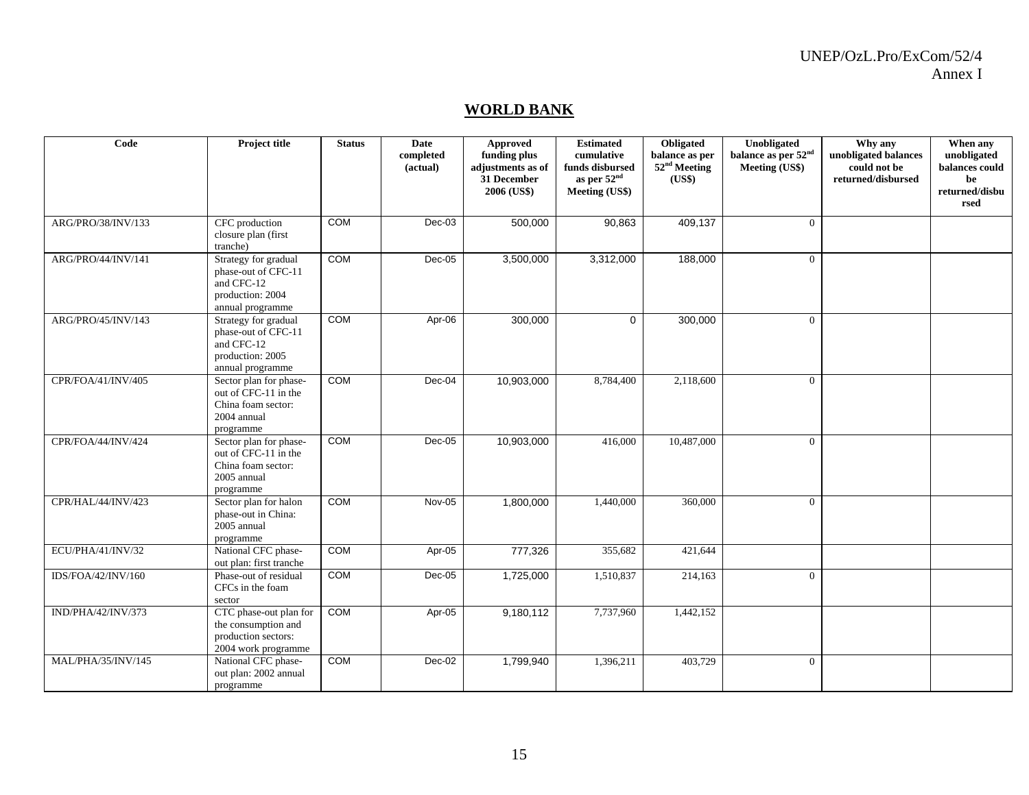## WORLD BANK

| Code | Project title | Status | Date completed (actual) | Approved funding plus adjustments as of 31 December 2006 (US$) | Estimated cumulative funds disbursed as per 52nd Meeting (US$) | Obligated balance as per 52nd Meeting (US$) | Unobligated balance as per 52nd Meeting (US$) | Why any unobligated balances could not be returned/disbursed | When any unobligated balances could be returned/disbursed |
|---|---|---|---|---|---|---|---|---|---|
| ARG/PRO/38/INV/133 | CFC production closure plan (first tranche) | COM | Dec-03 | 500,000 | 90,863 | 409,137 | 0 | | |
| ARG/PRO/44/INV/141 | Strategy for gradual phase-out of CFC-11 and CFC-12 production: 2004 annual programme | COM | Dec-05 | 3,500,000 | 3,312,000 | 188,000 | 0 | | |
| ARG/PRO/45/INV/143 | Strategy for gradual phase-out of CFC-11 and CFC-12 production: 2005 annual programme | COM | Apr-06 | 300,000 | 0 | 300,000 | 0 | | |
| CPR/FOA/41/INV/405 | Sector plan for phase-out of CFC-11 in the China foam sector: 2004 annual programme | COM | Dec-04 | 10,903,000 | 8,784,400 | 2,118,600 | 0 | | |
| CPR/FOA/44/INV/424 | Sector plan for phase-out of CFC-11 in the China foam sector: 2005 annual programme | COM | Dec-05 | 10,903,000 | 416,000 | 10,487,000 | 0 | | |
| CPR/HAL/44/INV/423 | Sector plan for halon phase-out in China: 2005 annual programme | COM | Nov-05 | 1,800,000 | 1,440,000 | 360,000 | 0 | | |
| ECU/PHA/41/INV/32 | National CFC phase-out plan: first tranche | COM | Apr-05 | 777,326 | 355,682 | 421,644 | | | |
| IDS/FOA/42/INV/160 | Phase-out of residual CFCs in the foam sector | COM | Dec-05 | 1,725,000 | 1,510,837 | 214,163 | 0 | | |
| IND/PHA/42/INV/373 | CTC phase-out plan for the consumption and production sectors: 2004 work programme | COM | Apr-05 | 9,180,112 | 7,737,960 | 1,442,152 | | | |
| MAL/PHA/35/INV/145 | National CFC phase-out plan: 2002 annual programme | COM | Dec-02 | 1,799,940 | 1,396,211 | 403,729 | 0 | | |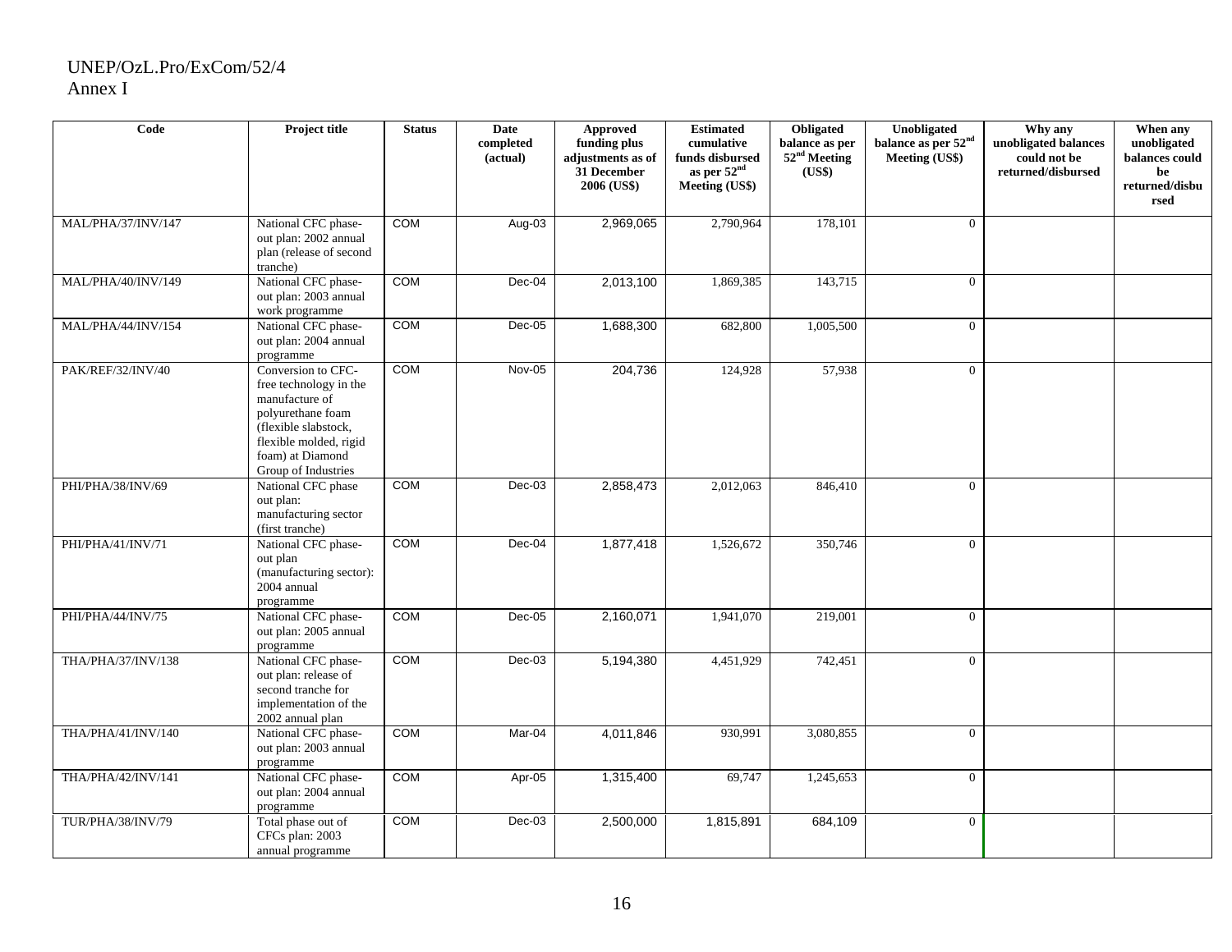| Code | Project title | Status | Date completed (actual) | Approved funding plus adjustments as of 31 December 2006 (US$) | Estimated cumulative funds disbursed as per 52nd Meeting (US$) | Obligated balance as per 52nd Meeting (US$) | Unobligated balance as per 52nd Meeting (US$) | Why any unobligated balances could not be returned/disbursed | When any unobligated balances could be returned/disbursed |
|---|---|---|---|---|---|---|---|---|---|
| MAL/PHA/37/INV/147 | National CFC phase-out plan: 2002 annual plan (release of second tranche) | COM | Aug-03 | 2,969,065 | 2,790,964 | 178,101 | 0 | | |
| MAL/PHA/40/INV/149 | National CFC phase-out plan: 2003 annual work programme | COM | Dec-04 | 2,013,100 | 1,869,385 | 143,715 | 0 | | |
| MAL/PHA/44/INV/154 | National CFC phase-out plan: 2004 annual programme | COM | Dec-05 | 1,688,300 | 682,800 | 1,005,500 | 0 | | |
| PAK/REF/32/INV/40 | Conversion to CFC-free technology in the manufacture of polyurethane foam (flexible slabstock, flexible molded, rigid foam) at Diamond Group of Industries | COM | Nov-05 | 204,736 | 124,928 | 57,938 | 0 | | |
| PHI/PHA/38/INV/69 | National CFC phase out plan: manufacturing sector (first tranche) | COM | Dec-03 | 2,858,473 | 2,012,063 | 846,410 | 0 | | |
| PHI/PHA/41/INV/71 | National CFC phase-out plan (manufacturing sector): 2004 annual programme | COM | Dec-04 | 1,877,418 | 1,526,672 | 350,746 | 0 | | |
| PHI/PHA/44/INV/75 | National CFC phase-out plan: 2005 annual programme | COM | Dec-05 | 2,160,071 | 1,941,070 | 219,001 | 0 | | |
| THA/PHA/37/INV/138 | National CFC phase-out plan: release of second tranche for implementation of the 2002 annual plan | COM | Dec-03 | 5,194,380 | 4,451,929 | 742,451 | 0 | | |
| THA/PHA/41/INV/140 | National CFC phase-out plan: 2003 annual programme | COM | Mar-04 | 4,011,846 | 930,991 | 3,080,855 | 0 | | |
| THA/PHA/42/INV/141 | National CFC phase-out plan: 2004 annual programme | COM | Apr-05 | 1,315,400 | 69,747 | 1,245,653 | 0 | | |
| TUR/PHA/38/INV/79 | Total phase out of CFCs plan: 2003 annual programme | COM | Dec-03 | 2,500,000 | 1,815,891 | 684,109 | 0 | | |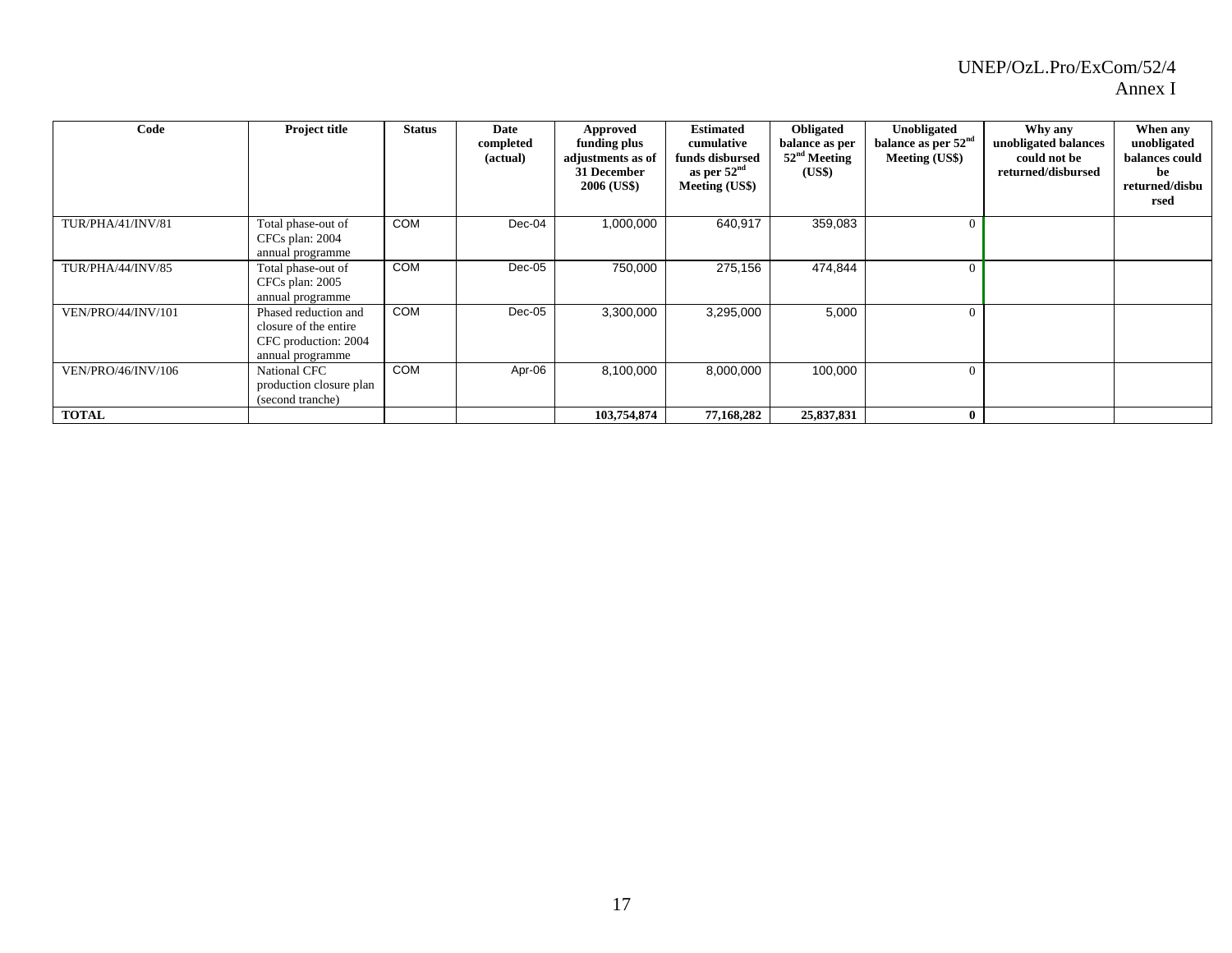| Code | Project title | Status | Date completed (actual) | Approved funding plus adjustments as of 31 December 2006 (US$) | Estimated cumulative funds disbursed as per 52nd Meeting (US$) | Obligated balance as per 52nd Meeting (US$) | Unobligated balance as per 52nd Meeting (US$) | Why any unobligated balances could not be returned/disbursed | When any unobligated balances could be returned/disbursed |
|---|---|---|---|---|---|---|---|---|---|
| TUR/PHA/41/INV/81 | Total phase-out of CFCs plan: 2004 annual programme | COM | Dec-04 | 1,000,000 | 640,917 | 359,083 | 0 | | |
| TUR/PHA/44/INV/85 | Total phase-out of CFCs plan: 2005 annual programme | COM | Dec-05 | 750,000 | 275,156 | 474,844 | 0 | | |
| VEN/PRO/44/INV/101 | Phased reduction and closure of the entire CFC production: 2004 annual programme | COM | Dec-05 | 3,300,000 | 3,295,000 | 5,000 | 0 | | |
| VEN/PRO/46/INV/106 | National CFC production closure plan (second tranche) | COM | Apr-06 | 8,100,000 | 8,000,000 | 100,000 | 0 | | |
| **TOTAL** | | | | **103,754,874** | **77,168,282** | **25,837,831** | **0** | | |